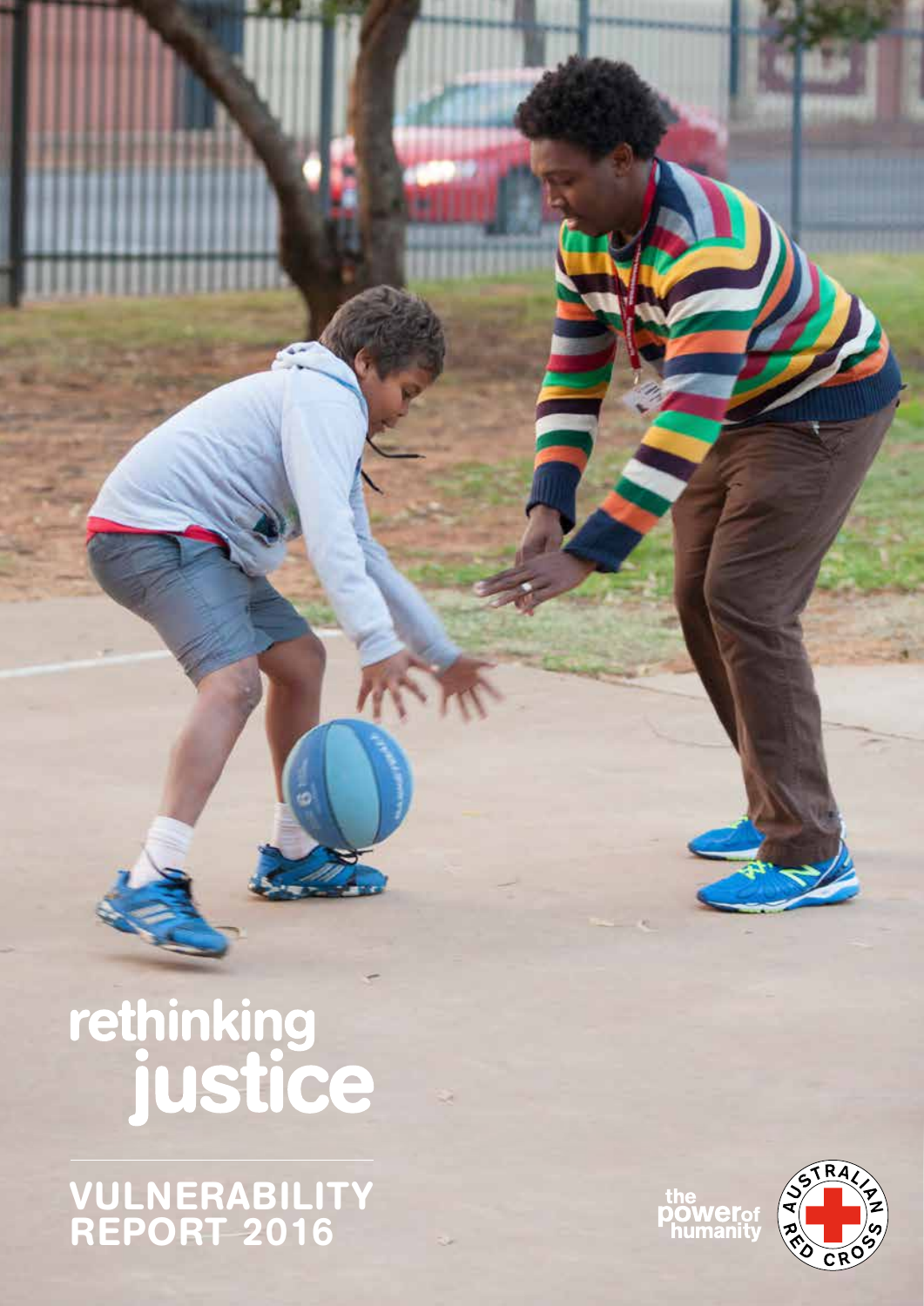# rethinking justice

## VULNERABILITY REPORT 2016

the power of humanity

AUSTRALIAN RED CROSS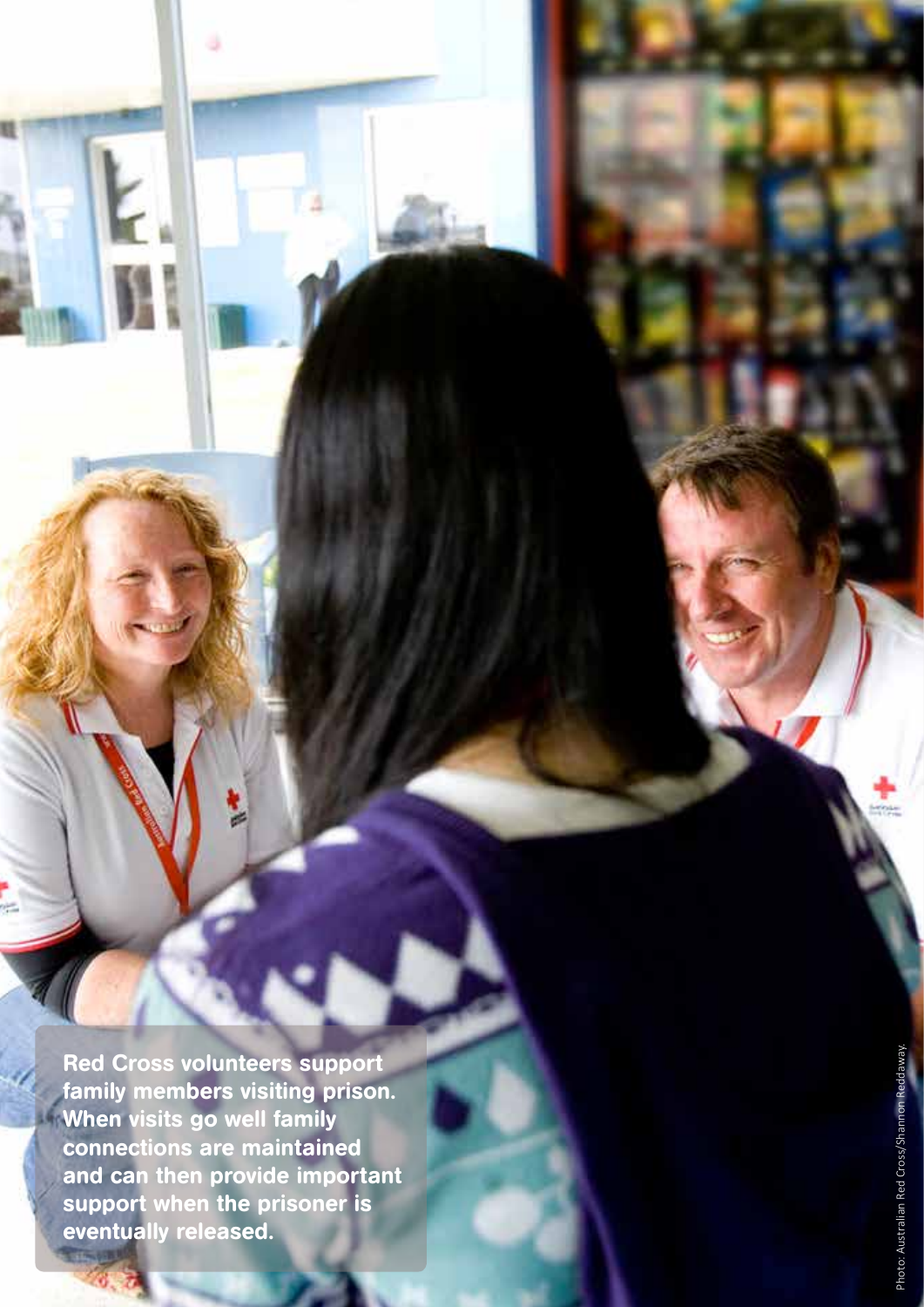**Red Cross volunteers support family members visiting prison. When visits go well family connections are maintained and can then provide important support when the prisoner is eventually released.**

Photo: Australian Red Cross/Shannon Reddaway.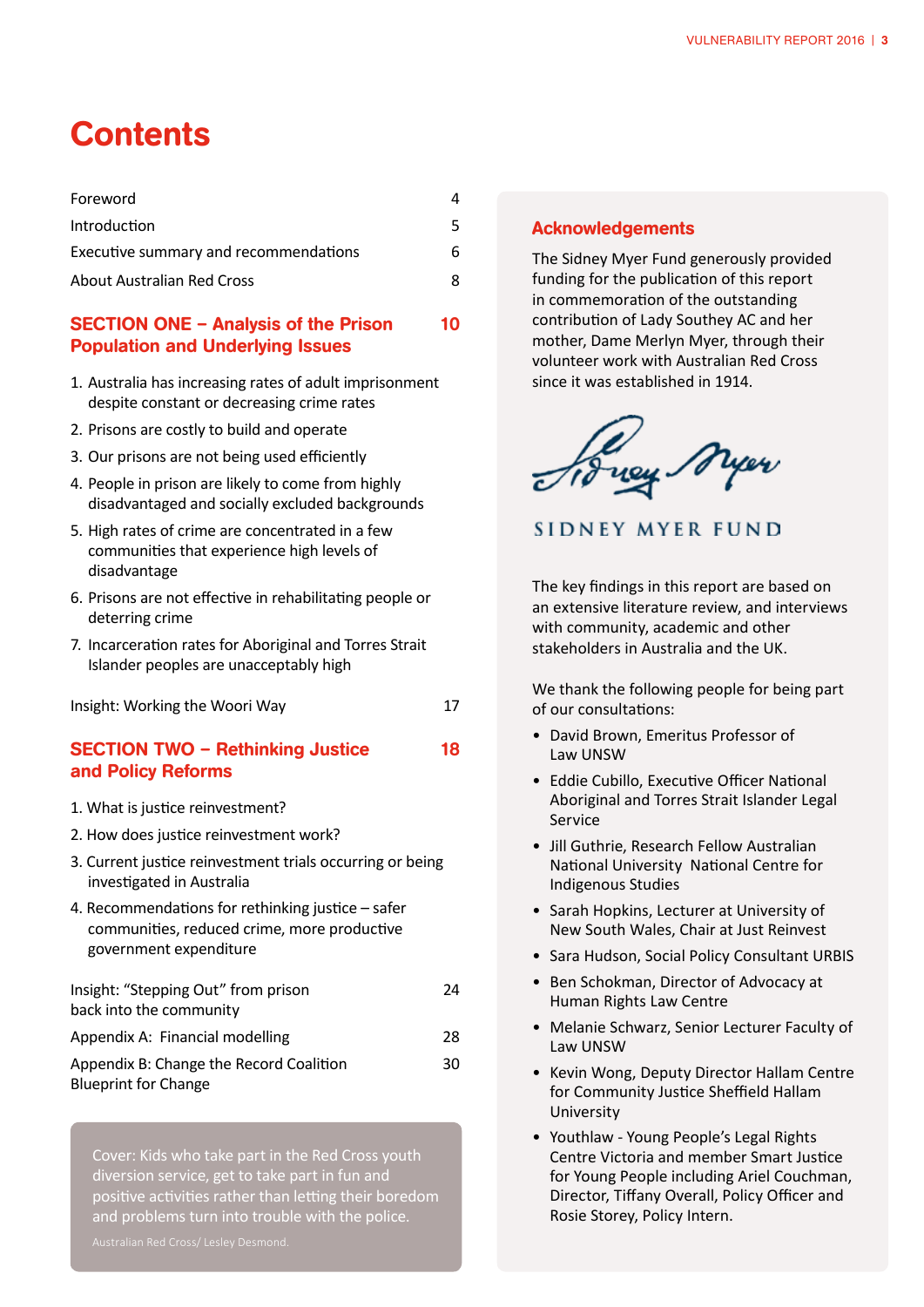# Contents

| | |
|---|---|
| Foreword | 4 |
| Introduction | 5 |
| Executive summary and recommendations | 6 |
| About Australian Red Cross | 8 |

## SECTION ONE – Analysis of the Prison Population and Underlying Issues — 10

1. Australia has increasing rates of adult imprisonment despite constant or decreasing crime rates
2. Prisons are costly to build and operate
3. Our prisons are not being used efficiently
4. People in prison are likely to come from highly disadvantaged and socially excluded backgrounds
5. High rates of crime are concentrated in a few communities that experience high levels of disadvantage
6. Prisons are not effective in rehabilitating people or deterring crime
7. Incarceration rates for Aboriginal and Torres Strait Islander peoples are unacceptably high

| | |
|---|---|
| Insight: Working the Woori Way | 17 |

## SECTION TWO – Rethinking Justice and Policy Reforms — 18

1. What is justice reinvestment?
2. How does justice reinvestment work?
3. Current justice reinvestment trials occurring or being investigated in Australia
4. Recommendations for rethinking justice – safer communities, reduced crime, more productive government expenditure

| | |
|---|---|
| Insight: "Stepping Out" from prison back into the community | 24 |
| Appendix A: Financial modelling | 28 |
| Appendix B: Change the Record Coalition Blueprint for Change | 30 |

Cover: Kids who take part in the Red Cross youth diversion service, get to take part in fun and positive activities rather than letting their boredom and problems turn into trouble with the police.

Australian Red Cross/ Lesley Desmond.

## Acknowledgements

The Sidney Myer Fund generously provided funding for the publication of this report in commemoration of the outstanding contribution of Lady Southey AC and her mother, Dame Merlyn Myer, through their volunteer work with Australian Red Cross since it was established in 1914.

Sidney Myer

SIDNEY MYER FUND

The key findings in this report are based on an extensive literature review, and interviews with community, academic and other stakeholders in Australia and the UK.

We thank the following people for being part of our consultations:

- David Brown, Emeritus Professor of Law UNSW
- Eddie Cubillo, Executive Officer National Aboriginal and Torres Strait Islander Legal Service
- Jill Guthrie, Research Fellow Australian National University National Centre for Indigenous Studies
- Sarah Hopkins, Lecturer at University of New South Wales, Chair at Just Reinvest
- Sara Hudson, Social Policy Consultant URBIS
- Ben Schokman, Director of Advocacy at Human Rights Law Centre
- Melanie Schwarz, Senior Lecturer Faculty of Law UNSW
- Kevin Wong, Deputy Director Hallam Centre for Community Justice Sheffield Hallam University
- Youthlaw - Young People's Legal Rights Centre Victoria and member Smart Justice for Young People including Ariel Couchman, Director, Tiffany Overall, Policy Officer and Rosie Storey, Policy Intern.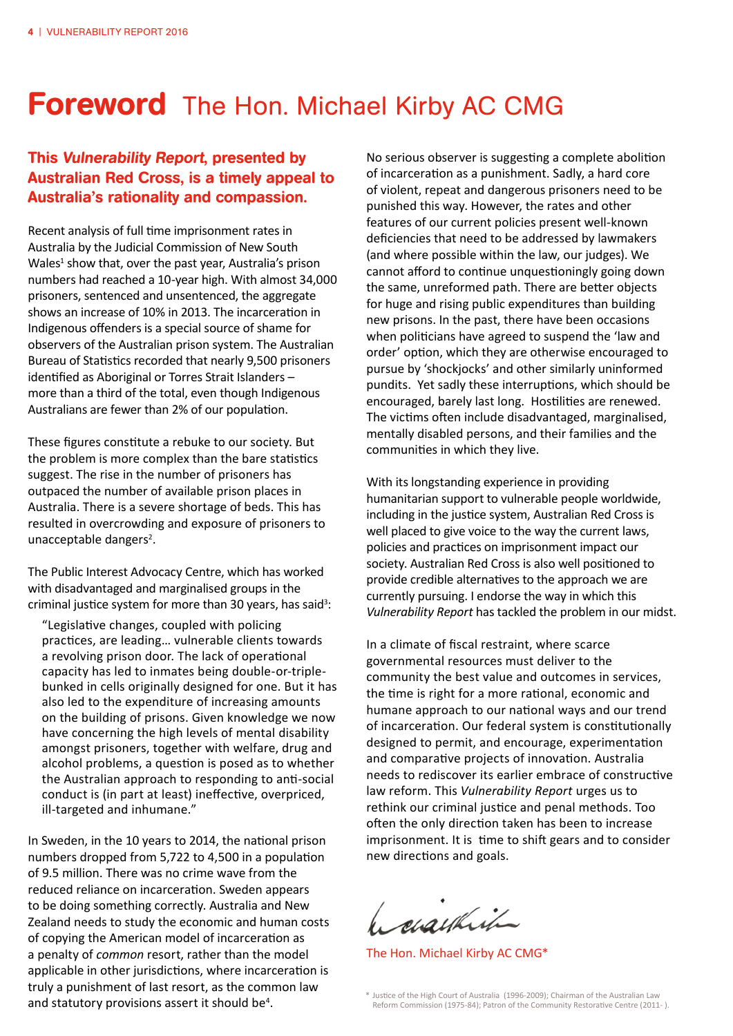# Foreword The Hon. Michael Kirby AC CMG

**This *Vulnerability Report*, presented by Australian Red Cross, is a timely appeal to Australia's rationality and compassion.**

Recent analysis of full time imprisonment rates in Australia by the Judicial Commission of New South Wales[1] show that, over the past year, Australia's prison numbers had reached a 10-year high. With almost 34,000 prisoners, sentenced and unsentenced, the aggregate shows an increase of 10% in 2013. The incarceration in Indigenous offenders is a special source of shame for observers of the Australian prison system. The Australian Bureau of Statistics recorded that nearly 9,500 prisoners identified as Aboriginal or Torres Strait Islanders – more than a third of the total, even though Indigenous Australians are fewer than 2% of our population.

These figures constitute a rebuke to our society. But the problem is more complex than the bare statistics suggest. The rise in the number of prisoners has outpaced the number of available prison places in Australia. There is a severe shortage of beds. This has resulted in overcrowding and exposure of prisoners to unacceptable dangers[2].

The Public Interest Advocacy Centre, which has worked with disadvantaged and marginalised groups in the criminal justice system for more than 30 years, has said[3]:

> "Legislative changes, coupled with policing practices, are leading… vulnerable clients towards a revolving prison door. The lack of operational capacity has led to inmates being double-or-triple-bunked in cells originally designed for one. But it has also led to the expenditure of increasing amounts on the building of prisons. Given knowledge we now have concerning the high levels of mental disability amongst prisoners, together with welfare, drug and alcohol problems, a question is posed as to whether the Australian approach to responding to anti-social conduct is (in part at least) ineffective, overpriced, ill-targeted and inhumane."

In Sweden, in the 10 years to 2014, the national prison numbers dropped from 5,722 to 4,500 in a population of 9.5 million. There was no crime wave from the reduced reliance on incarceration. Sweden appears to be doing something correctly. Australia and New Zealand needs to study the economic and human costs of copying the American model of incarceration as a penalty of *common* resort, rather than the model applicable in other jurisdictions, where incarceration is truly a punishment of last resort, as the common law and statutory provisions assert it should be[4].

No serious observer is suggesting a complete abolition of incarceration as a punishment. Sadly, a hard core of violent, repeat and dangerous prisoners need to be punished this way. However, the rates and other features of our current policies present well-known deficiencies that need to be addressed by lawmakers (and where possible within the law, our judges). We cannot afford to continue unquestioningly going down the same, unreformed path. There are better objects for huge and rising public expenditures than building new prisons. In the past, there have been occasions when politicians have agreed to suspend the 'law and order' option, which they are otherwise encouraged to pursue by 'shockjocks' and other similarly uninformed pundits. Yet sadly these interruptions, which should be encouraged, barely last long. Hostilities are renewed. The victims often include disadvantaged, marginalised, mentally disabled persons, and their families and the communities in which they live.

With its longstanding experience in providing humanitarian support to vulnerable people worldwide, including in the justice system, Australian Red Cross is well placed to give voice to the way the current laws, policies and practices on imprisonment impact our society. Australian Red Cross is also well positioned to provide credible alternatives to the approach we are currently pursuing. I endorse the way in which this *Vulnerability Report* has tackled the problem in our midst.

In a climate of fiscal restraint, where scarce governmental resources must deliver to the community the best value and outcomes in services, the time is right for a more rational, economic and humane approach to our national ways and our trend of incarceration. Our federal system is constitutionally designed to permit, and encourage, experimentation and comparative projects of innovation. Australia needs to rediscover its earlier embrace of constructive law reform. This *Vulnerability Report* urges us to rethink our criminal justice and penal methods. Too often the only direction taken has been to increase imprisonment. It is time to shift gears and to consider new directions and goals.

The Hon. Michael Kirby AC CMG*

\* Justice of the High Court of Australia (1996-2009); Chairman of the Australian Law Reform Commission (1975-84); Patron of the Community Restorative Centre (2011- ).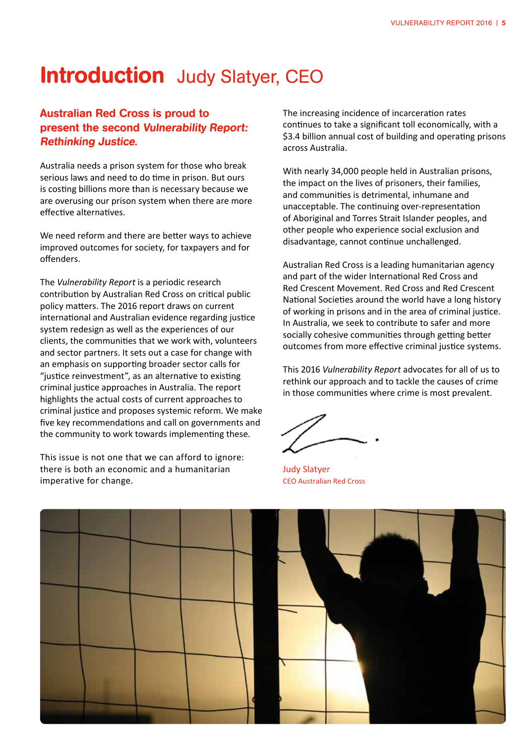# Introduction Judy Slatyer, CEO

**Australian Red Cross is proud to present the second *Vulnerability Report: Rethinking Justice*.**

Australia needs a prison system for those who break serious laws and need to do time in prison. But ours is costing billions more than is necessary because we are overusing our prison system when there are more effective alternatives.

We need reform and there are better ways to achieve improved outcomes for society, for taxpayers and for offenders.

The *Vulnerability Report* is a periodic research contribution by Australian Red Cross on critical public policy matters. The 2016 report draws on current international and Australian evidence regarding justice system redesign as well as the experiences of our clients, the communities that we work with, volunteers and sector partners. It sets out a case for change with an emphasis on supporting broader sector calls for "justice reinvestment", as an alternative to existing criminal justice approaches in Australia. The report highlights the actual costs of current approaches to criminal justice and proposes systemic reform. We make five key recommendations and call on governments and the community to work towards implementing these.

This issue is not one that we can afford to ignore: there is both an economic and a humanitarian imperative for change.

The increasing incidence of incarceration rates continues to take a significant toll economically, with a $3.4 billion annual cost of building and operating prisons across Australia.

With nearly 34,000 people held in Australian prisons, the impact on the lives of prisoners, their families, and communities is detrimental, inhumane and unacceptable. The continuing over-representation of Aboriginal and Torres Strait Islander peoples, and other people who experience social exclusion and disadvantage, cannot continue unchallenged.

Australian Red Cross is a leading humanitarian agency and part of the wider International Red Cross and Red Crescent Movement. Red Cross and Red Crescent National Societies around the world have a long history of working in prisons and in the area of criminal justice. In Australia, we seek to contribute to safer and more socially cohesive communities through getting better outcomes from more effective criminal justice systems.

This 2016 *Vulnerability Report* advocates for all of us to rethink our approach and to tackle the causes of crime in those communities where crime is most prevalent.

Judy Slatyer
CEO Australian Red Cross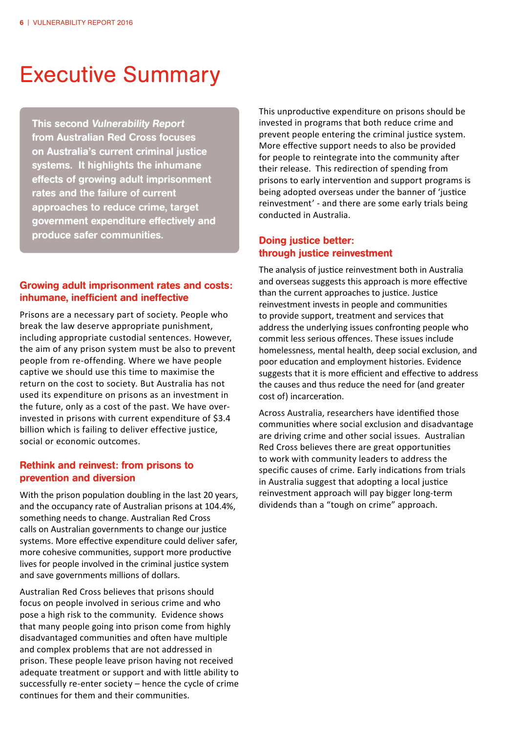# Executive Summary

**This second *Vulnerability Report* from Australian Red Cross focuses on Australia's current criminal justice systems. It highlights the inhumane effects of growing adult imprisonment rates and the failure of current approaches to reduce crime, target government expenditure effectively and produce safer communities.**

## Growing adult imprisonment rates and costs: inhumane, inefficient and ineffective

Prisons are a necessary part of society. People who break the law deserve appropriate punishment, including appropriate custodial sentences. However, the aim of any prison system must be also to prevent people from re-offending. Where we have people captive we should use this time to maximise the return on the cost to society. But Australia has not used its expenditure on prisons as an investment in the future, only as a cost of the past. We have over-invested in prisons with current expenditure of $3.4 billion which is failing to deliver effective justice, social or economic outcomes.

## Rethink and reinvest: from prisons to prevention and diversion

With the prison population doubling in the last 20 years, and the occupancy rate of Australian prisons at 104.4%, something needs to change. Australian Red Cross calls on Australian governments to change our justice systems. More effective expenditure could deliver safer, more cohesive communities, support more productive lives for people involved in the criminal justice system and save governments millions of dollars.

Australian Red Cross believes that prisons should focus on people involved in serious crime and who pose a high risk to the community. Evidence shows that many people going into prison come from highly disadvantaged communities and often have multiple and complex problems that are not addressed in prison. These people leave prison having not received adequate treatment or support and with little ability to successfully re-enter society – hence the cycle of crime continues for them and their communities.

This unproductive expenditure on prisons should be invested in programs that both reduce crime and prevent people entering the criminal justice system. More effective support needs to also be provided for people to reintegrate into the community after their release. This redirection of spending from prisons to early intervention and support programs is being adopted overseas under the banner of 'justice reinvestment' - and there are some early trials being conducted in Australia.

## Doing justice better: through justice reinvestment

The analysis of justice reinvestment both in Australia and overseas suggests this approach is more effective than the current approaches to justice. Justice reinvestment invests in people and communities to provide support, treatment and services that address the underlying issues confronting people who commit less serious offences. These issues include homelessness, mental health, deep social exclusion, and poor education and employment histories. Evidence suggests that it is more efficient and effective to address the causes and thus reduce the need for (and greater cost of) incarceration.

Across Australia, researchers have identified those communities where social exclusion and disadvantage are driving crime and other social issues. Australian Red Cross believes there are great opportunities to work with community leaders to address the specific causes of crime. Early indications from trials in Australia suggest that adopting a local justice reinvestment approach will pay bigger long-term dividends than a "tough on crime" approach.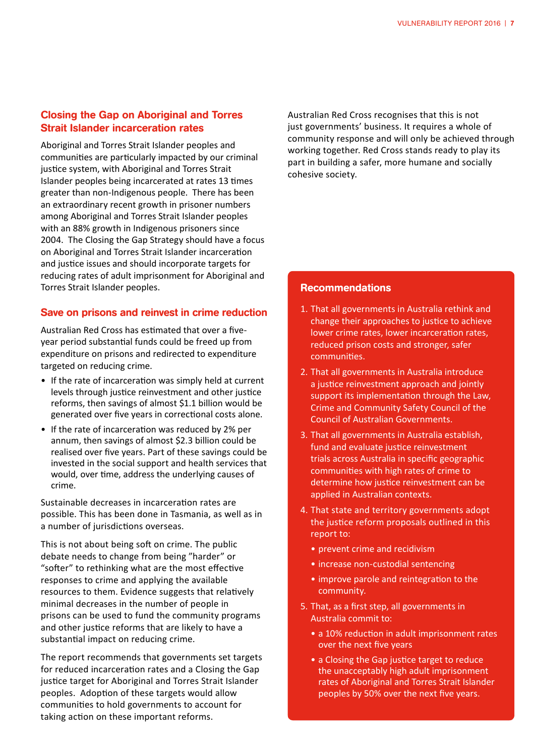## Closing the Gap on Aboriginal and Torres Strait Islander incarceration rates

Aboriginal and Torres Strait Islander peoples and communities are particularly impacted by our criminal justice system, with Aboriginal and Torres Strait Islander peoples being incarcerated at rates 13 times greater than non-Indigenous people. There has been an extraordinary recent growth in prisoner numbers among Aboriginal and Torres Strait Islander peoples with an 88% growth in Indigenous prisoners since 2004. The Closing the Gap Strategy should have a focus on Aboriginal and Torres Strait Islander incarceration and justice issues and should incorporate targets for reducing rates of adult imprisonment for Aboriginal and Torres Strait Islander peoples.

## Save on prisons and reinvest in crime reduction

Australian Red Cross has estimated that over a five-year period substantial funds could be freed up from expenditure on prisons and redirected to expenditure targeted on reducing crime.

- If the rate of incarceration was simply held at current levels through justice reinvestment and other justice reforms, then savings of almost $1.1 billion would be generated over five years in correctional costs alone.
- If the rate of incarceration was reduced by 2% per annum, then savings of almost $2.3 billion could be realised over five years. Part of these savings could be invested in the social support and health services that would, over time, address the underlying causes of crime.

Sustainable decreases in incarceration rates are possible. This has been done in Tasmania, as well as in a number of jurisdictions overseas.

This is not about being soft on crime. The public debate needs to change from being "harder" or "softer" to rethinking what are the most effective responses to crime and applying the available resources to them. Evidence suggests that relatively minimal decreases in the number of people in prisons can be used to fund the community programs and other justice reforms that are likely to have a substantial impact on reducing crime.

The report recommends that governments set targets for reduced incarceration rates and a Closing the Gap justice target for Aboriginal and Torres Strait Islander peoples. Adoption of these targets would allow communities to hold governments to account for taking action on these important reforms.

Australian Red Cross recognises that this is not just governments' business. It requires a whole of community response and will only be achieved through working together. Red Cross stands ready to play its part in building a safer, more humane and socially cohesive society.

### Recommendations

1. That all governments in Australia rethink and change their approaches to justice to achieve lower crime rates, lower incarceration rates, reduced prison costs and stronger, safer communities.
2. That all governments in Australia introduce a justice reinvestment approach and jointly support its implementation through the Law, Crime and Community Safety Council of the Council of Australian Governments.
3. That all governments in Australia establish, fund and evaluate justice reinvestment trials across Australia in specific geographic communities with high rates of crime to determine how justice reinvestment can be applied in Australian contexts.
4. That state and territory governments adopt the justice reform proposals outlined in this report to:
   - prevent crime and recidivism
   - increase non-custodial sentencing
   - improve parole and reintegration to the community.
5. That, as a first step, all governments in Australia commit to:
   - a 10% reduction in adult imprisonment rates over the next five years
   - a Closing the Gap justice target to reduce the unacceptably high adult imprisonment rates of Aboriginal and Torres Strait Islander peoples by 50% over the next five years.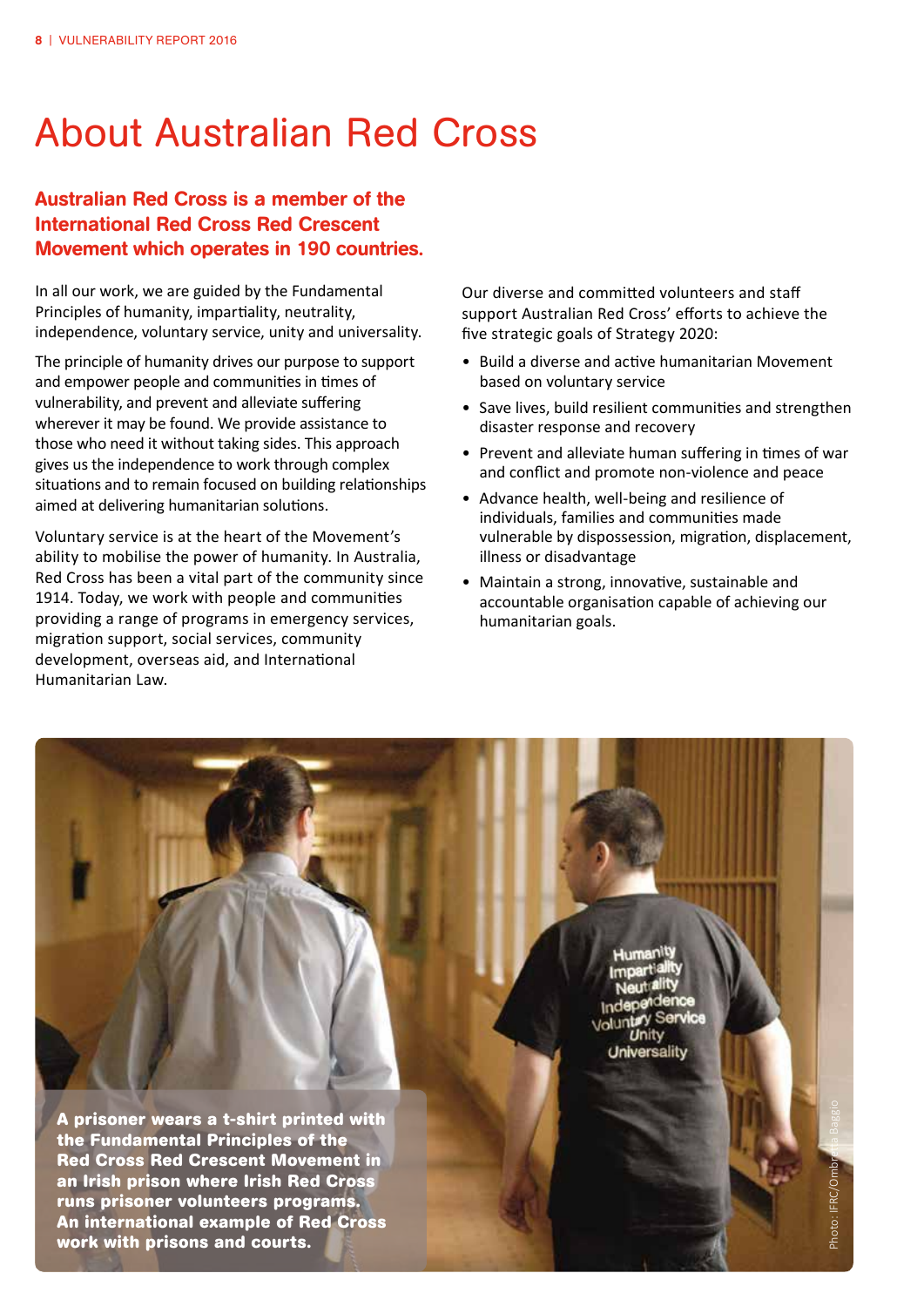# About Australian Red Cross

**Australian Red Cross is a member of the International Red Cross Red Crescent Movement which operates in 190 countries.**

In all our work, we are guided by the Fundamental Principles of humanity, impartiality, neutrality, independence, voluntary service, unity and universality.

The principle of humanity drives our purpose to support and empower people and communities in times of vulnerability, and prevent and alleviate suffering wherever it may be found. We provide assistance to those who need it without taking sides. This approach gives us the independence to work through complex situations and to remain focused on building relationships aimed at delivering humanitarian solutions.

Voluntary service is at the heart of the Movement's ability to mobilise the power of humanity. In Australia, Red Cross has been a vital part of the community since 1914. Today, we work with people and communities providing a range of programs in emergency services, migration support, social services, community development, overseas aid, and International Humanitarian Law.

Our diverse and committed volunteers and staff support Australian Red Cross' efforts to achieve the five strategic goals of Strategy 2020:

- Build a diverse and active humanitarian Movement based on voluntary service
- Save lives, build resilient communities and strengthen disaster response and recovery
- Prevent and alleviate human suffering in times of war and conflict and promote non-violence and peace
- Advance health, well-being and resilience of individuals, families and communities made vulnerable by dispossession, migration, displacement, illness or disadvantage
- Maintain a strong, innovative, sustainable and accountable organisation capable of achieving our humanitarian goals.

**A prisoner wears a t-shirt printed with the Fundamental Principles of the Red Cross Red Crescent Movement in an Irish prison where Irish Red Cross runs prisoner volunteers programs. An international example of Red Cross work with prisons and courts.**

Photo: IFRC/Ombretta Baggio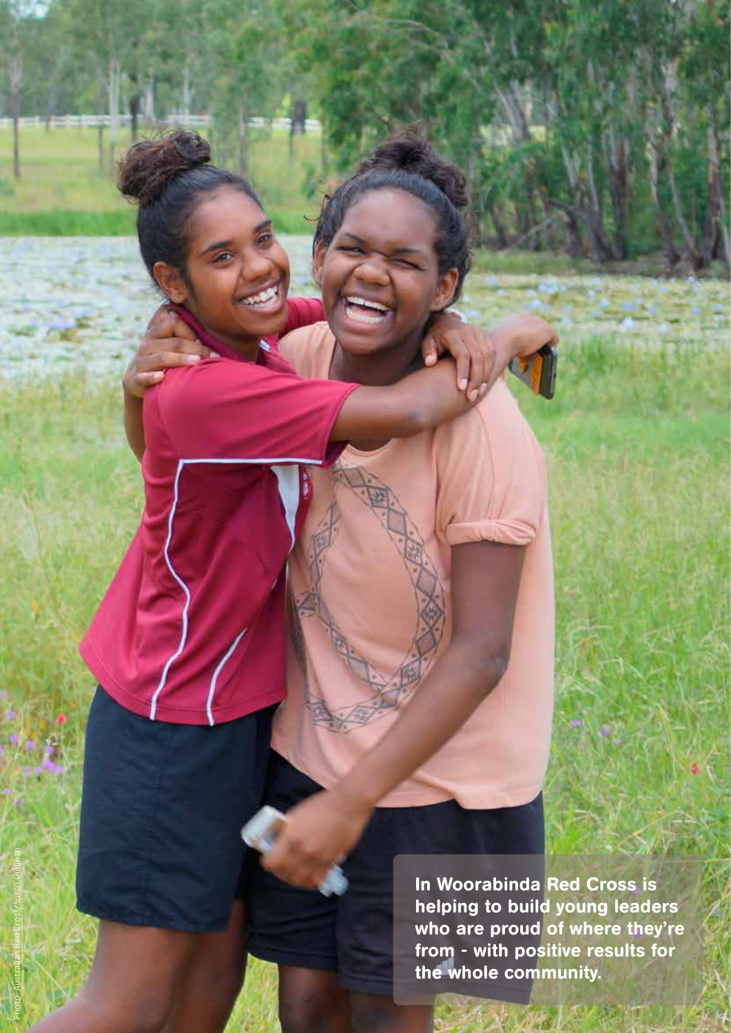In Woorabinda Red Cross is helping to build young leaders who are proud of where they're from - with positive results for the whole community.

Photo: Australian Red Cross/Susan Cullinan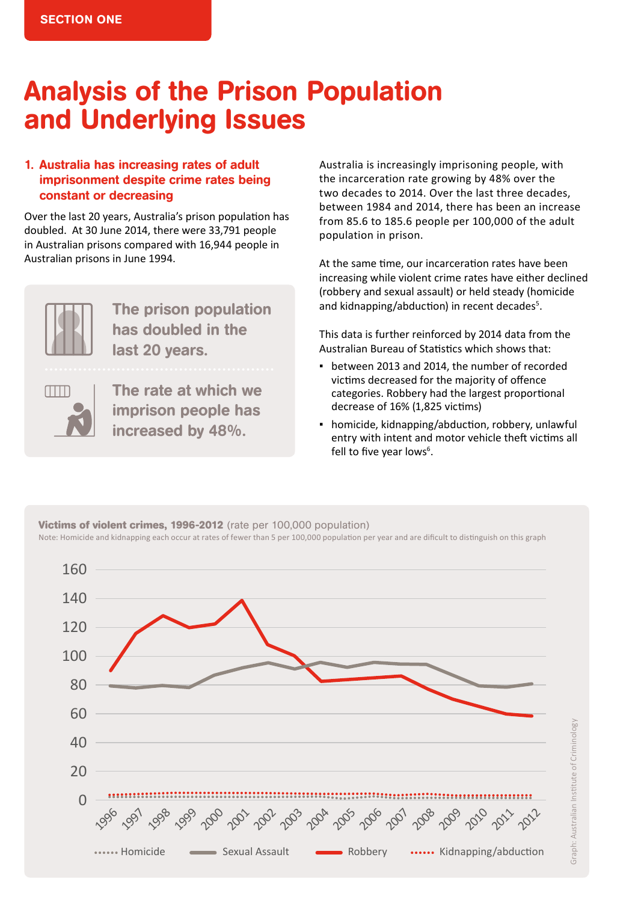SECTION ONE

# Analysis of the Prison Population and Underlying Issues

### 1. Australia has increasing rates of adult imprisonment despite crime rates being constant or decreasing

Over the last 20 years, Australia's prison population has doubled. At 30 June 2014, there were 33,791 people in Australian prisons compared with 16,944 people in Australian prisons in June 1994.

**The prison population has doubled in the last 20 years.**

**The rate at which we imprison people has increased by 48%.**

Australia is increasingly imprisoning people, with the incarceration rate growing by 48% over the two decades to 2014. Over the last three decades, between 1984 and 2014, there has been an increase from 85.6 to 185.6 people per 100,000 of the adult population in prison.

At the same time, our incarceration rates have been increasing while violent crime rates have either declined (robbery and sexual assault) or held steady (homicide and kidnapping/abduction) in recent decades[5].

This data is further reinforced by 2014 data from the Australian Bureau of Statistics which shows that:

- between 2013 and 2014, the number of recorded victims decreased for the majority of offence categories. Robbery had the largest proportional decrease of 16% (1,825 victims)
- homicide, kidnapping/abduction, robbery, unlawful entry with intent and motor vehicle theft victims all fell to five year lows[6].

**Victims of violent crimes, 1996-2012** (rate per 100,000 population)

Note: Homicide and kidnapping each occur at rates of fewer than 5 per 100,000 population per year and are dificult to distinguish on this graph

Graph: Australian Institute of Criminology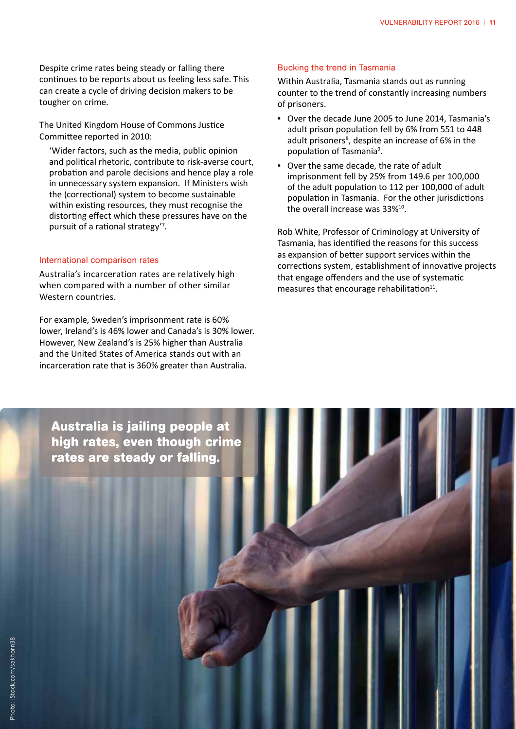Despite crime rates being steady or falling there continues to be reports about us feeling less safe. This can create a cycle of driving decision makers to be tougher on crime.

The United Kingdom House of Commons Justice Committee reported in 2010:

> 'Wider factors, such as the media, public opinion and political rhetoric, contribute to risk-averse court, probation and parole decisions and hence play a role in unnecessary system expansion. If Ministers wish the (correctional) system to become sustainable within existing resources, they must recognise the distorting effect which these pressures have on the pursuit of a rational strategy'[7].

## International comparison rates

Australia's incarceration rates are relatively high when compared with a number of other similar Western countries.

For example, Sweden's imprisonment rate is 60% lower, Ireland's is 46% lower and Canada's is 30% lower. However, New Zealand's is 25% higher than Australia and the United States of America stands out with an incarceration rate that is 360% greater than Australia.

## Bucking the trend in Tasmania

Within Australia, Tasmania stands out as running counter to the trend of constantly increasing numbers of prisoners.

- Over the decade June 2005 to June 2014, Tasmania's adult prison population fell by 6% from 551 to 448 adult prisoners[8], despite an increase of 6% in the population of Tasmania[9].
- Over the same decade, the rate of adult imprisonment fell by 25% from 149.6 per 100,000 of the adult population to 112 per 100,000 of adult population in Tasmania. For the other jurisdictions the overall increase was 33%[10].

Rob White, Professor of Criminology at University of Tasmania, has identified the reasons for this success as expansion of better support services within the corrections system, establishment of innovative projects that engage offenders and the use of systematic measures that encourage rehabilitation[11].

**Australia is jailing people at high rates, even though crime rates are steady or falling.**

Photo: iStock.com/sakhorn38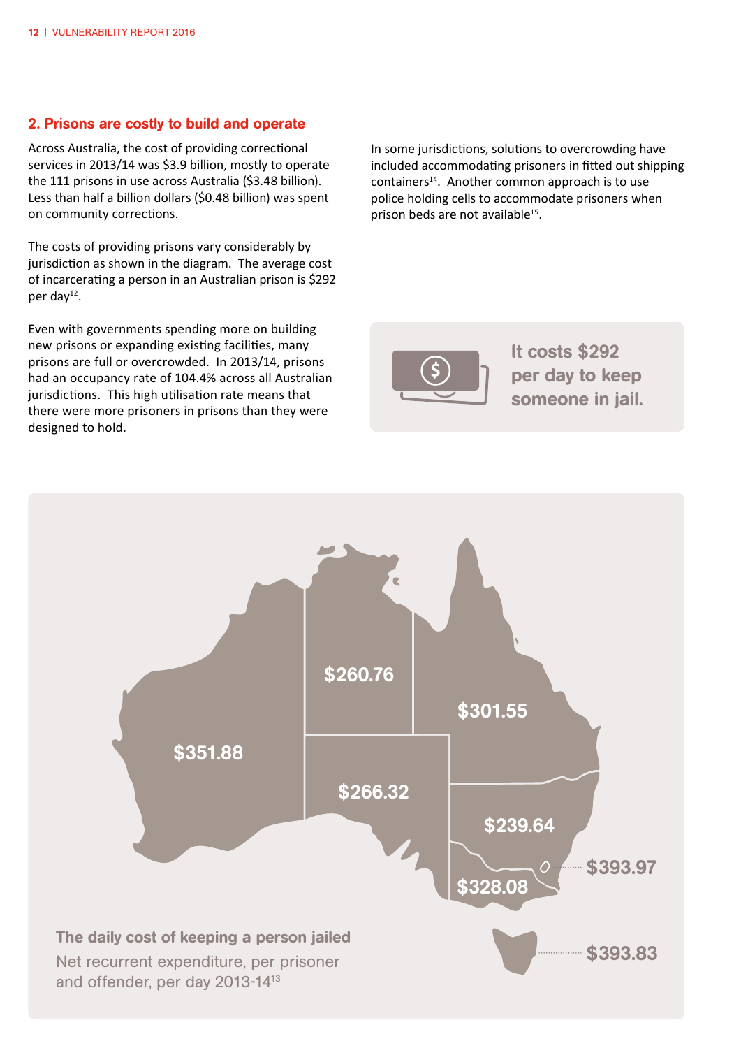## 2. Prisons are costly to build and operate

Across Australia, the cost of providing correctional services in 2013/14 was $3.9 billion, mostly to operate the 111 prisons in use across Australia ($3.48 billion). Less than half a billion dollars ($0.48 billion) was spent on community corrections.

The costs of providing prisons vary considerably by jurisdiction as shown in the diagram. The average cost of incarcerating a person in an Australian prison is $292 per day[12].

Even with governments spending more on building new prisons or expanding existing facilities, many prisons are full or overcrowded. In 2013/14, prisons had an occupancy rate of 104.4% across all Australian jurisdictions. This high utilisation rate means that there were more prisoners in prisons than they were designed to hold.

In some jurisdictions, solutions to overcrowding have included accommodating prisoners in fitted out shipping containers[14]. Another common approach is to use police holding cells to accommodate prisoners when prison beds are not available[15].

**It costs $292 per day to keep someone in jail.**

$351.88

$260.76

$301.55

$266.32

$239.64

$393.97

$328.08

$393.83

**The daily cost of keeping a person jailed**

Net recurrent expenditure, per prisoner and offender, per day 2013-14[13]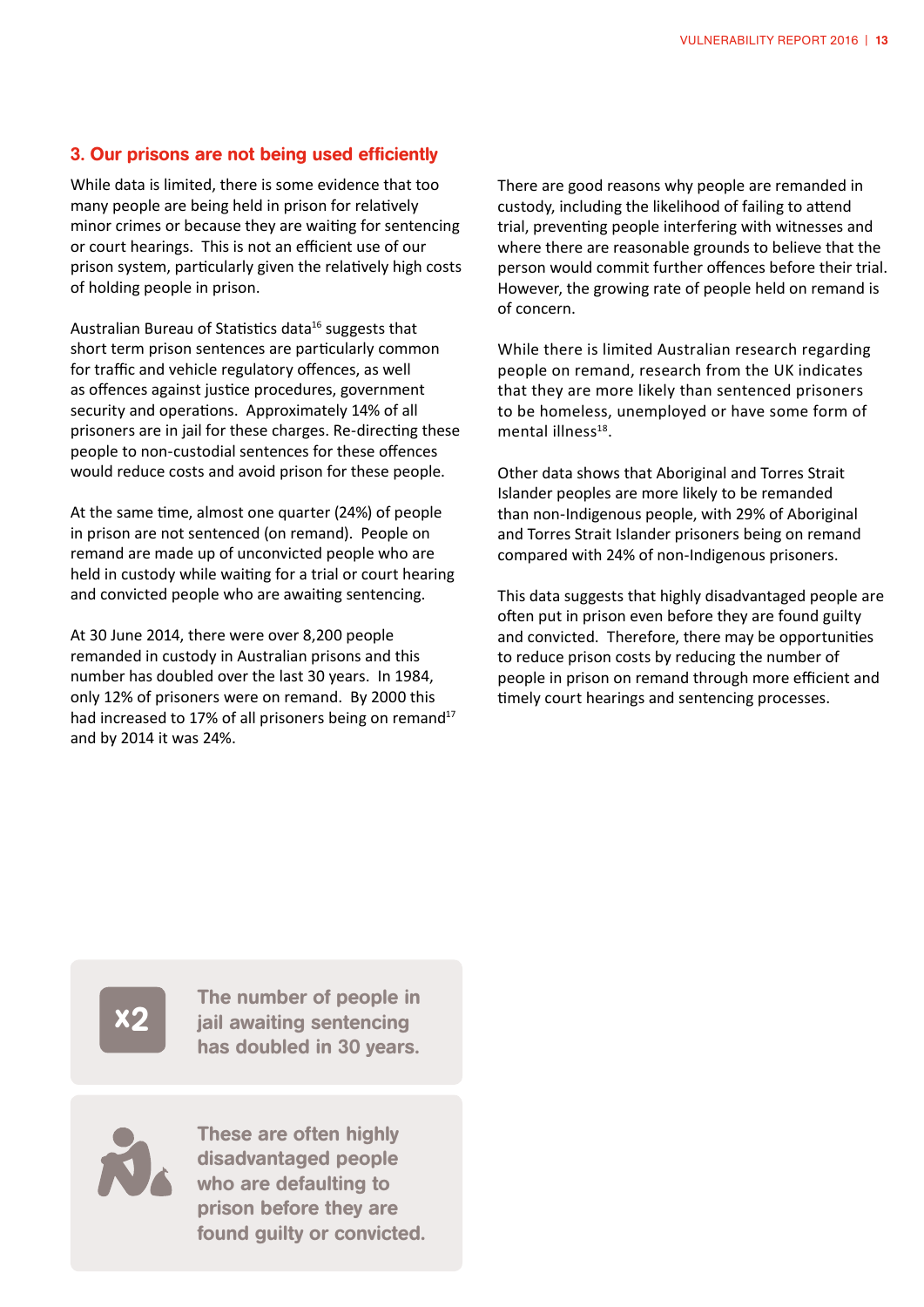## 3. Our prisons are not being used efficiently

While data is limited, there is some evidence that too many people are being held in prison for relatively minor crimes or because they are waiting for sentencing or court hearings. This is not an efficient use of our prison system, particularly given the relatively high costs of holding people in prison.

Australian Bureau of Statistics data[16] suggests that short term prison sentences are particularly common for traffic and vehicle regulatory offences, as well as offences against justice procedures, government security and operations. Approximately 14% of all prisoners are in jail for these charges. Re-directing these people to non-custodial sentences for these offences would reduce costs and avoid prison for these people.

At the same time, almost one quarter (24%) of people in prison are not sentenced (on remand). People on remand are made up of unconvicted people who are held in custody while waiting for a trial or court hearing and convicted people who are awaiting sentencing.

At 30 June 2014, there were over 8,200 people remanded in custody in Australian prisons and this number has doubled over the last 30 years. In 1984, only 12% of prisoners were on remand. By 2000 this had increased to 17% of all prisoners being on remand[17] and by 2014 it was 24%.

There are good reasons why people are remanded in custody, including the likelihood of failing to attend trial, preventing people interfering with witnesses and where there are reasonable grounds to believe that the person would commit further offences before their trial. However, the growing rate of people held on remand is of concern.

While there is limited Australian research regarding people on remand, research from the UK indicates that they are more likely than sentenced prisoners to be homeless, unemployed or have some form of mental illness[18].

Other data shows that Aboriginal and Torres Strait Islander peoples are more likely to be remanded than non-Indigenous people, with 29% of Aboriginal and Torres Strait Islander prisoners being on remand compared with 24% of non-Indigenous prisoners.

This data suggests that highly disadvantaged people are often put in prison even before they are found guilty and convicted. Therefore, there may be opportunities to reduce prison costs by reducing the number of people in prison on remand through more efficient and timely court hearings and sentencing processes.

**x2** The number of people in jail awaiting sentencing has doubled in 30 years.

These are often highly disadvantaged people who are defaulting to prison before they are found guilty or convicted.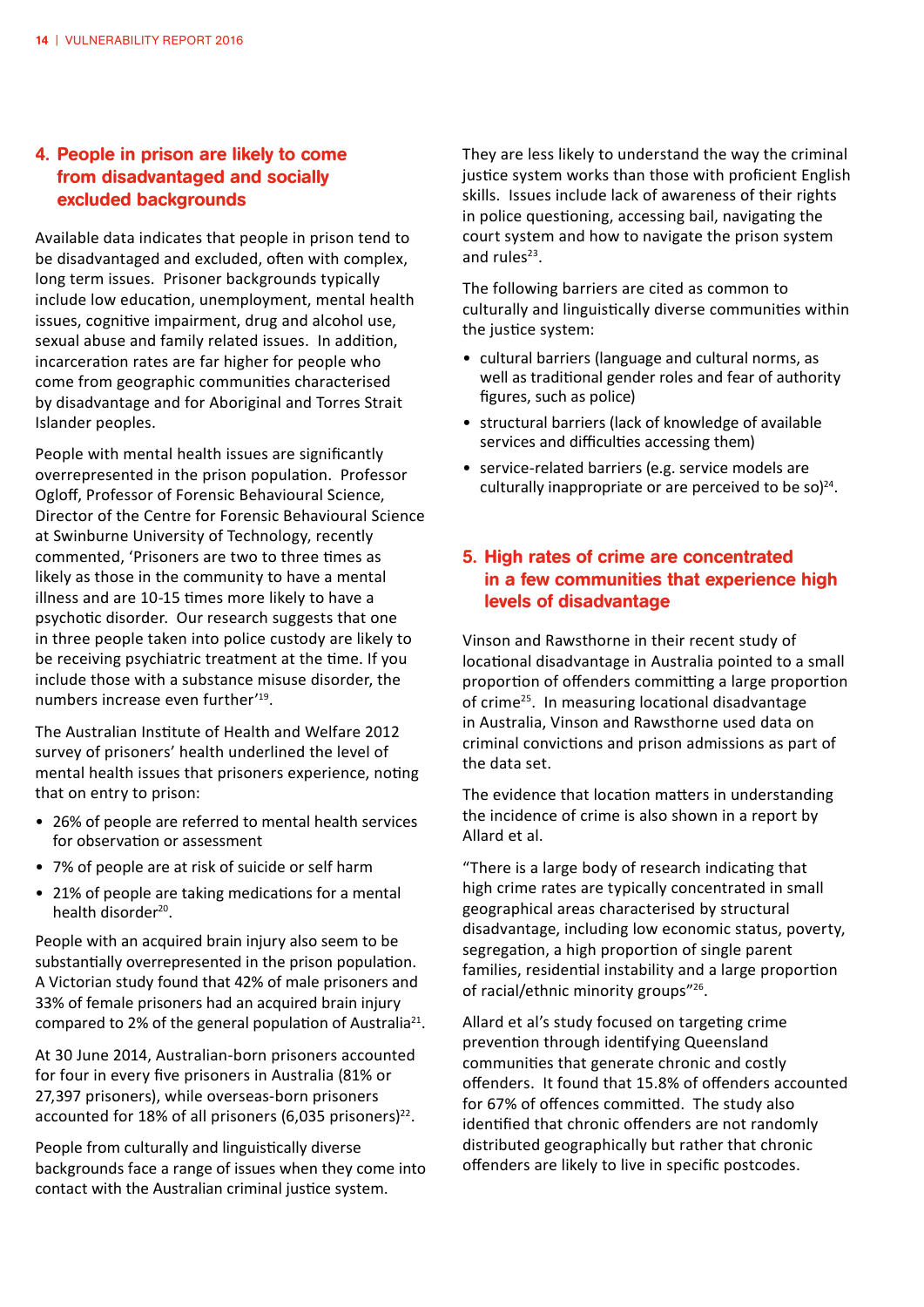## 4. People in prison are likely to come from disadvantaged and socially excluded backgrounds

Available data indicates that people in prison tend to be disadvantaged and excluded, often with complex, long term issues. Prisoner backgrounds typically include low education, unemployment, mental health issues, cognitive impairment, drug and alcohol use, sexual abuse and family related issues. In addition, incarceration rates are far higher for people who come from geographic communities characterised by disadvantage and for Aboriginal and Torres Strait Islander peoples.

People with mental health issues are significantly overrepresented in the prison population. Professor Ogloff, Professor of Forensic Behavioural Science, Director of the Centre for Forensic Behavioural Science at Swinburne University of Technology, recently commented, 'Prisoners are two to three times as likely as those in the community to have a mental illness and are 10-15 times more likely to have a psychotic disorder. Our research suggests that one in three people taken into police custody are likely to be receiving psychiatric treatment at the time. If you include those with a substance misuse disorder, the numbers increase even further'[19].

The Australian Institute of Health and Welfare 2012 survey of prisoners' health underlined the level of mental health issues that prisoners experience, noting that on entry to prison:

- 26% of people are referred to mental health services for observation or assessment
- 7% of people are at risk of suicide or self harm
- 21% of people are taking medications for a mental health disorder[20].

People with an acquired brain injury also seem to be substantially overrepresented in the prison population. A Victorian study found that 42% of male prisoners and 33% of female prisoners had an acquired brain injury compared to 2% of the general population of Australia[21].

At 30 June 2014, Australian-born prisoners accounted for four in every five prisoners in Australia (81% or 27,397 prisoners), while overseas-born prisoners accounted for 18% of all prisoners (6,035 prisoners)[22].

People from culturally and linguistically diverse backgrounds face a range of issues when they come into contact with the Australian criminal justice system. They are less likely to understand the way the criminal justice system works than those with proficient English skills. Issues include lack of awareness of their rights in police questioning, accessing bail, navigating the court system and how to navigate the prison system and rules[23].

The following barriers are cited as common to culturally and linguistically diverse communities within the justice system:

- cultural barriers (language and cultural norms, as well as traditional gender roles and fear of authority figures, such as police)
- structural barriers (lack of knowledge of available services and difficulties accessing them)
- service-related barriers (e.g. service models are culturally inappropriate or are perceived to be so)[24].

## 5. High rates of crime are concentrated in a few communities that experience high levels of disadvantage

Vinson and Rawsthorne in their recent study of locational disadvantage in Australia pointed to a small proportion of offenders committing a large proportion of crime[25]. In measuring locational disadvantage in Australia, Vinson and Rawsthorne used data on criminal convictions and prison admissions as part of the data set.

The evidence that location matters in understanding the incidence of crime is also shown in a report by Allard et al.

"There is a large body of research indicating that high crime rates are typically concentrated in small geographical areas characterised by structural disadvantage, including low economic status, poverty, segregation, a high proportion of single parent families, residential instability and a large proportion of racial/ethnic minority groups"[26].

Allard et al's study focused on targeting crime prevention through identifying Queensland communities that generate chronic and costly offenders. It found that 15.8% of offenders accounted for 67% of offences committed. The study also identified that chronic offenders are not randomly distributed geographically but rather that chronic offenders are likely to live in specific postcodes.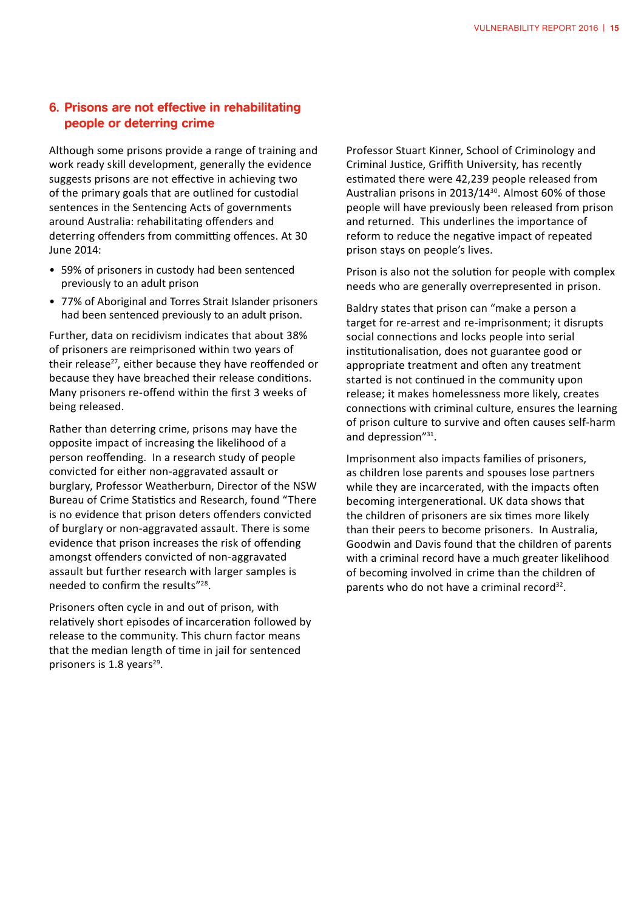## 6. Prisons are not effective in rehabilitating people or deterring crime

Although some prisons provide a range of training and work ready skill development, generally the evidence suggests prisons are not effective in achieving two of the primary goals that are outlined for custodial sentences in the Sentencing Acts of governments around Australia: rehabilitating offenders and deterring offenders from committing offences. At 30 June 2014:

- 59% of prisoners in custody had been sentenced previously to an adult prison
- 77% of Aboriginal and Torres Strait Islander prisoners had been sentenced previously to an adult prison.

Further, data on recidivism indicates that about 38% of prisoners are reimprisoned within two years of their release[27], either because they have reoffended or because they have breached their release conditions. Many prisoners re-offend within the first 3 weeks of being released.

Rather than deterring crime, prisons may have the opposite impact of increasing the likelihood of a person reoffending. In a research study of people convicted for either non-aggravated assault or burglary, Professor Weatherburn, Director of the NSW Bureau of Crime Statistics and Research, found "There is no evidence that prison deters offenders convicted of burglary or non-aggravated assault. There is some evidence that prison increases the risk of offending amongst offenders convicted of non-aggravated assault but further research with larger samples is needed to confirm the results"[28].

Prisoners often cycle in and out of prison, with relatively short episodes of incarceration followed by release to the community. This churn factor means that the median length of time in jail for sentenced prisoners is 1.8 years[29].

Professor Stuart Kinner, School of Criminology and Criminal Justice, Griffith University, has recently estimated there were 42,239 people released from Australian prisons in 2013/14[30]. Almost 60% of those people will have previously been released from prison and returned. This underlines the importance of reform to reduce the negative impact of repeated prison stays on people's lives.

Prison is also not the solution for people with complex needs who are generally overrepresented in prison.

Baldry states that prison can "make a person a target for re-arrest and re-imprisonment; it disrupts social connections and locks people into serial institutionalisation, does not guarantee good or appropriate treatment and often any treatment started is not continued in the community upon release; it makes homelessness more likely, creates connections with criminal culture, ensures the learning of prison culture to survive and often causes self-harm and depression"[31].

Imprisonment also impacts families of prisoners, as children lose parents and spouses lose partners while they are incarcerated, with the impacts often becoming intergenerational. UK data shows that the children of prisoners are six times more likely than their peers to become prisoners. In Australia, Goodwin and Davis found that the children of parents with a criminal record have a much greater likelihood of becoming involved in crime than the children of parents who do not have a criminal record[32].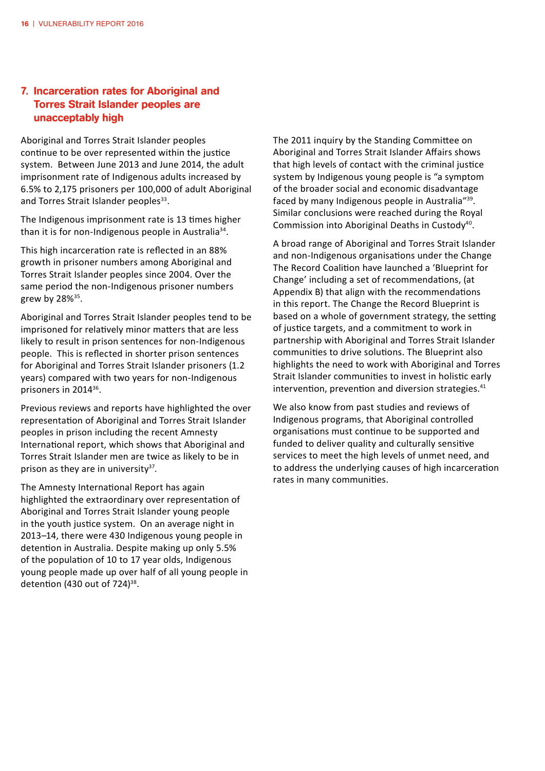## 7. Incarceration rates for Aboriginal and Torres Strait Islander peoples are unacceptably high

Aboriginal and Torres Strait Islander peoples continue to be over represented within the justice system. Between June 2013 and June 2014, the adult imprisonment rate of Indigenous adults increased by 6.5% to 2,175 prisoners per 100,000 of adult Aboriginal and Torres Strait Islander peoples[33].

The Indigenous imprisonment rate is 13 times higher than it is for non-Indigenous people in Australia[34].

This high incarceration rate is reflected in an 88% growth in prisoner numbers among Aboriginal and Torres Strait Islander peoples since 2004. Over the same period the non-Indigenous prisoner numbers grew by 28%[35].

Aboriginal and Torres Strait Islander peoples tend to be imprisoned for relatively minor matters that are less likely to result in prison sentences for non-Indigenous people. This is reflected in shorter prison sentences for Aboriginal and Torres Strait Islander prisoners (1.2 years) compared with two years for non-Indigenous prisoners in 2014[36].

Previous reviews and reports have highlighted the over representation of Aboriginal and Torres Strait Islander peoples in prison including the recent Amnesty International report, which shows that Aboriginal and Torres Strait Islander men are twice as likely to be in prison as they are in university[37].

The Amnesty International Report has again highlighted the extraordinary over representation of Aboriginal and Torres Strait Islander young people in the youth justice system. On an average night in 2013–14, there were 430 Indigenous young people in detention in Australia. Despite making up only 5.5% of the population of 10 to 17 year olds, Indigenous young people made up over half of all young people in detention (430 out of 724)[38].

The 2011 inquiry by the Standing Committee on Aboriginal and Torres Strait Islander Affairs shows that high levels of contact with the criminal justice system by Indigenous young people is "a symptom of the broader social and economic disadvantage faced by many Indigenous people in Australia"[39]. Similar conclusions were reached during the Royal Commission into Aboriginal Deaths in Custody[40].

A broad range of Aboriginal and Torres Strait Islander and non-Indigenous organisations under the Change The Record Coalition have launched a 'Blueprint for Change' including a set of recommendations, (at Appendix B) that align with the recommendations in this report. The Change the Record Blueprint is based on a whole of government strategy, the setting of justice targets, and a commitment to work in partnership with Aboriginal and Torres Strait Islander communities to drive solutions. The Blueprint also highlights the need to work with Aboriginal and Torres Strait Islander communities to invest in holistic early intervention, prevention and diversion strategies.[41]

We also know from past studies and reviews of Indigenous programs, that Aboriginal controlled organisations must continue to be supported and funded to deliver quality and culturally sensitive services to meet the high levels of unmet need, and to address the underlying causes of high incarceration rates in many communities.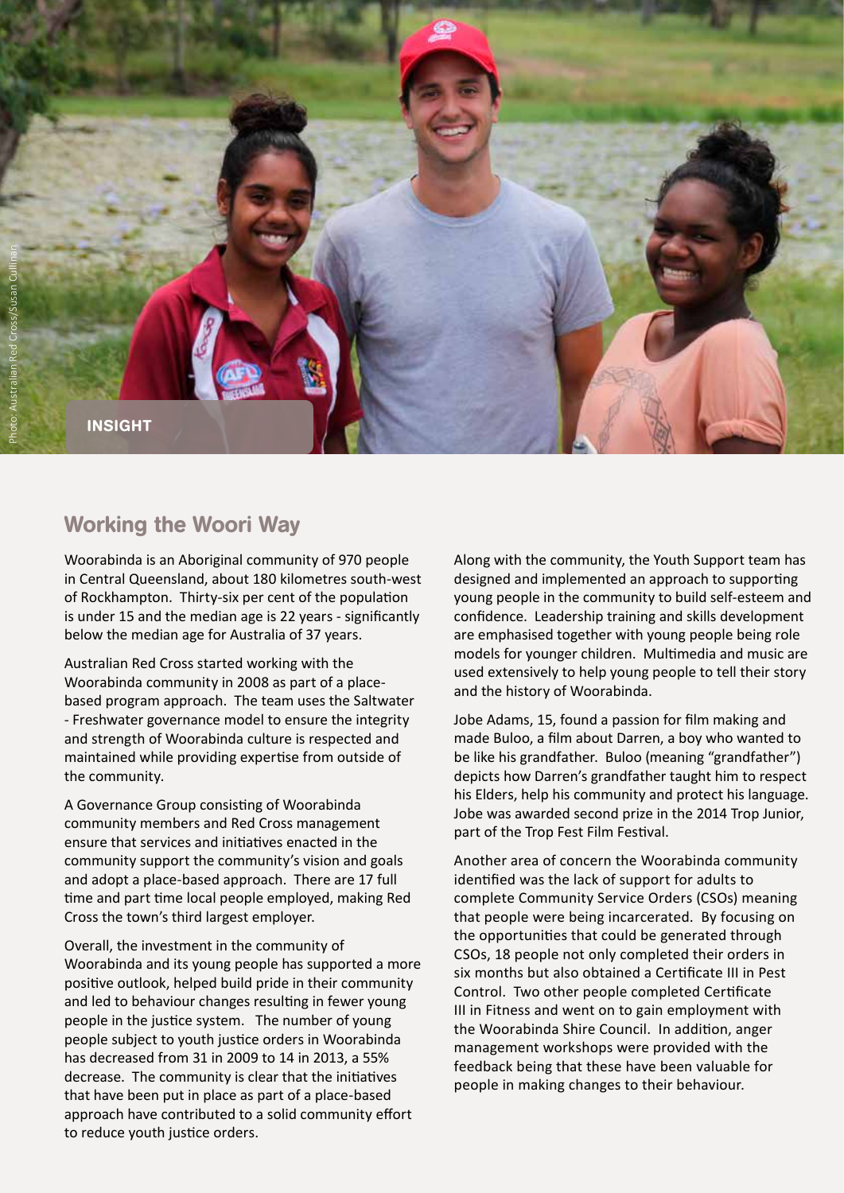INSIGHT

## Working the Woori Way

Woorabinda is an Aboriginal community of 970 people in Central Queensland, about 180 kilometres south-west of Rockhampton. Thirty-six per cent of the population is under 15 and the median age is 22 years - significantly below the median age for Australia of 37 years.

Australian Red Cross started working with the Woorabinda community in 2008 as part of a place-based program approach. The team uses the Saltwater - Freshwater governance model to ensure the integrity and strength of Woorabinda culture is respected and maintained while providing expertise from outside of the community.

A Governance Group consisting of Woorabinda community members and Red Cross management ensure that services and initiatives enacted in the community support the community's vision and goals and adopt a place-based approach. There are 17 full time and part time local people employed, making Red Cross the town's third largest employer.

Overall, the investment in the community of Woorabinda and its young people has supported a more positive outlook, helped build pride in their community and led to behaviour changes resulting in fewer young people in the justice system. The number of young people subject to youth justice orders in Woorabinda has decreased from 31 in 2009 to 14 in 2013, a 55% decrease. The community is clear that the initiatives that have been put in place as part of a place-based approach have contributed to a solid community effort to reduce youth justice orders.

Along with the community, the Youth Support team has designed and implemented an approach to supporting young people in the community to build self-esteem and confidence. Leadership training and skills development are emphasised together with young people being role models for younger children. Multimedia and music are used extensively to help young people to tell their story and the history of Woorabinda.

Jobe Adams, 15, found a passion for film making and made Buloo, a film about Darren, a boy who wanted to be like his grandfather. Buloo (meaning "grandfather") depicts how Darren's grandfather taught him to respect his Elders, help his community and protect his language. Jobe was awarded second prize in the 2014 Trop Junior, part of the Trop Fest Film Festival.

Another area of concern the Woorabinda community identified was the lack of support for adults to complete Community Service Orders (CSOs) meaning that people were being incarcerated. By focusing on the opportunities that could be generated through CSOs, 18 people not only completed their orders in six months but also obtained a Certificate III in Pest Control. Two other people completed Certificate III in Fitness and went on to gain employment with the Woorabinda Shire Council. In addition, anger management workshops were provided with the feedback being that these have been valuable for people in making changes to their behaviour.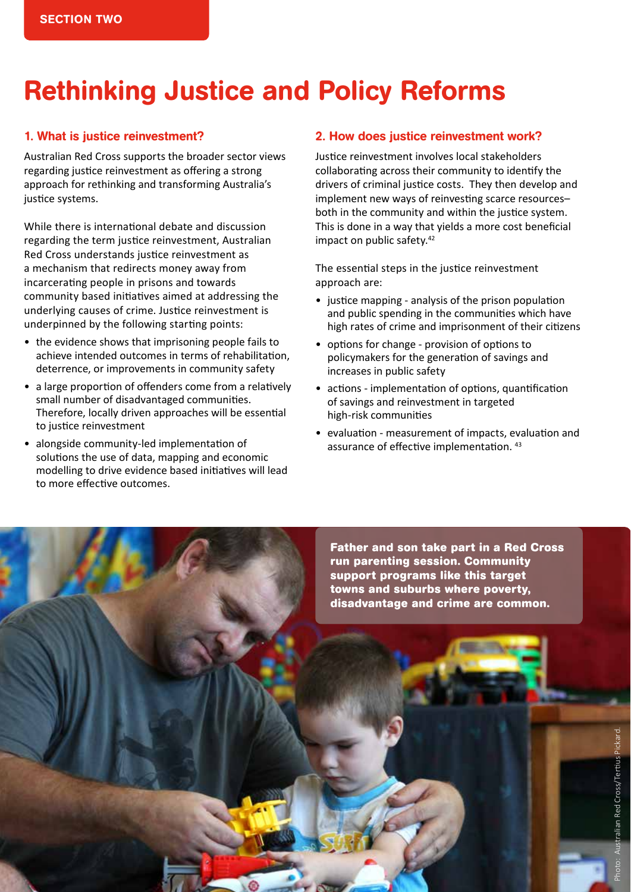SECTION TWO

# Rethinking Justice and Policy Reforms

## 1. What is justice reinvestment?

Australian Red Cross supports the broader sector views regarding justice reinvestment as offering a strong approach for rethinking and transforming Australia's justice systems.

While there is international debate and discussion regarding the term justice reinvestment, Australian Red Cross understands justice reinvestment as a mechanism that redirects money away from incarcerating people in prisons and towards community based initiatives aimed at addressing the underlying causes of crime. Justice reinvestment is underpinned by the following starting points:

- the evidence shows that imprisoning people fails to achieve intended outcomes in terms of rehabilitation, deterrence, or improvements in community safety
- a large proportion of offenders come from a relatively small number of disadvantaged communities. Therefore, locally driven approaches will be essential to justice reinvestment
- alongside community-led implementation of solutions the use of data, mapping and economic modelling to drive evidence based initiatives will lead to more effective outcomes.

## 2. How does justice reinvestment work?

Justice reinvestment involves local stakeholders collaborating across their community to identify the drivers of criminal justice costs. They then develop and implement new ways of reinvesting scarce resources– both in the community and within the justice system. This is done in a way that yields a more cost beneficial impact on public safety.[42]

The essential steps in the justice reinvestment approach are:

- justice mapping - analysis of the prison population and public spending in the communities which have high rates of crime and imprisonment of their citizens
- options for change - provision of options to policymakers for the generation of savings and increases in public safety
- actions - implementation of options, quantification of savings and reinvestment in targeted high-risk communities
- evaluation - measurement of impacts, evaluation and assurance of effective implementation. [43]

**Father and son take part in a Red Cross run parenting session. Community support programs like this target towns and suburbs where poverty, disadvantage and crime are common.**

Photo: Australian Red Cross/Tertius Pickard.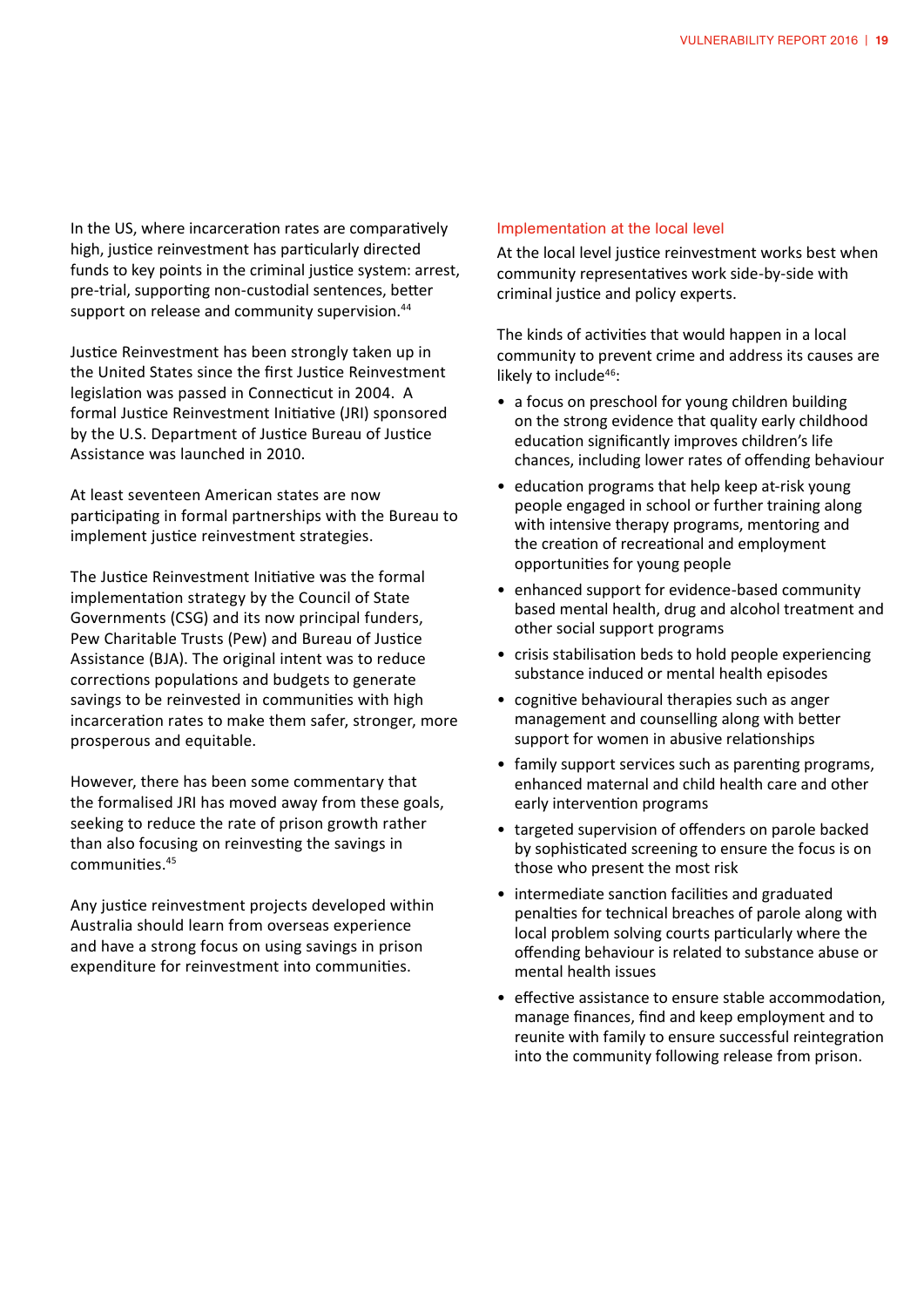In the US, where incarceration rates are comparatively high, justice reinvestment has particularly directed funds to key points in the criminal justice system: arrest, pre-trial, supporting non-custodial sentences, better support on release and community supervision.[44]

Justice Reinvestment has been strongly taken up in the United States since the first Justice Reinvestment legislation was passed in Connecticut in 2004. A formal Justice Reinvestment Initiative (JRI) sponsored by the U.S. Department of Justice Bureau of Justice Assistance was launched in 2010.

At least seventeen American states are now participating in formal partnerships with the Bureau to implement justice reinvestment strategies.

The Justice Reinvestment Initiative was the formal implementation strategy by the Council of State Governments (CSG) and its now principal funders, Pew Charitable Trusts (Pew) and Bureau of Justice Assistance (BJA). The original intent was to reduce corrections populations and budgets to generate savings to be reinvested in communities with high incarceration rates to make them safer, stronger, more prosperous and equitable.

However, there has been some commentary that the formalised JRI has moved away from these goals, seeking to reduce the rate of prison growth rather than also focusing on reinvesting the savings in communities.[45]

Any justice reinvestment projects developed within Australia should learn from overseas experience and have a strong focus on using savings in prison expenditure for reinvestment into communities.

### Implementation at the local level

At the local level justice reinvestment works best when community representatives work side-by-side with criminal justice and policy experts.

The kinds of activities that would happen in a local community to prevent crime and address its causes are likely to include[46]:

- a focus on preschool for young children building on the strong evidence that quality early childhood education significantly improves children's life chances, including lower rates of offending behaviour
- education programs that help keep at-risk young people engaged in school or further training along with intensive therapy programs, mentoring and the creation of recreational and employment opportunities for young people
- enhanced support for evidence-based community based mental health, drug and alcohol treatment and other social support programs
- crisis stabilisation beds to hold people experiencing substance induced or mental health episodes
- cognitive behavioural therapies such as anger management and counselling along with better support for women in abusive relationships
- family support services such as parenting programs, enhanced maternal and child health care and other early intervention programs
- targeted supervision of offenders on parole backed by sophisticated screening to ensure the focus is on those who present the most risk
- intermediate sanction facilities and graduated penalties for technical breaches of parole along with local problem solving courts particularly where the offending behaviour is related to substance abuse or mental health issues
- effective assistance to ensure stable accommodation, manage finances, find and keep employment and to reunite with family to ensure successful reintegration into the community following release from prison.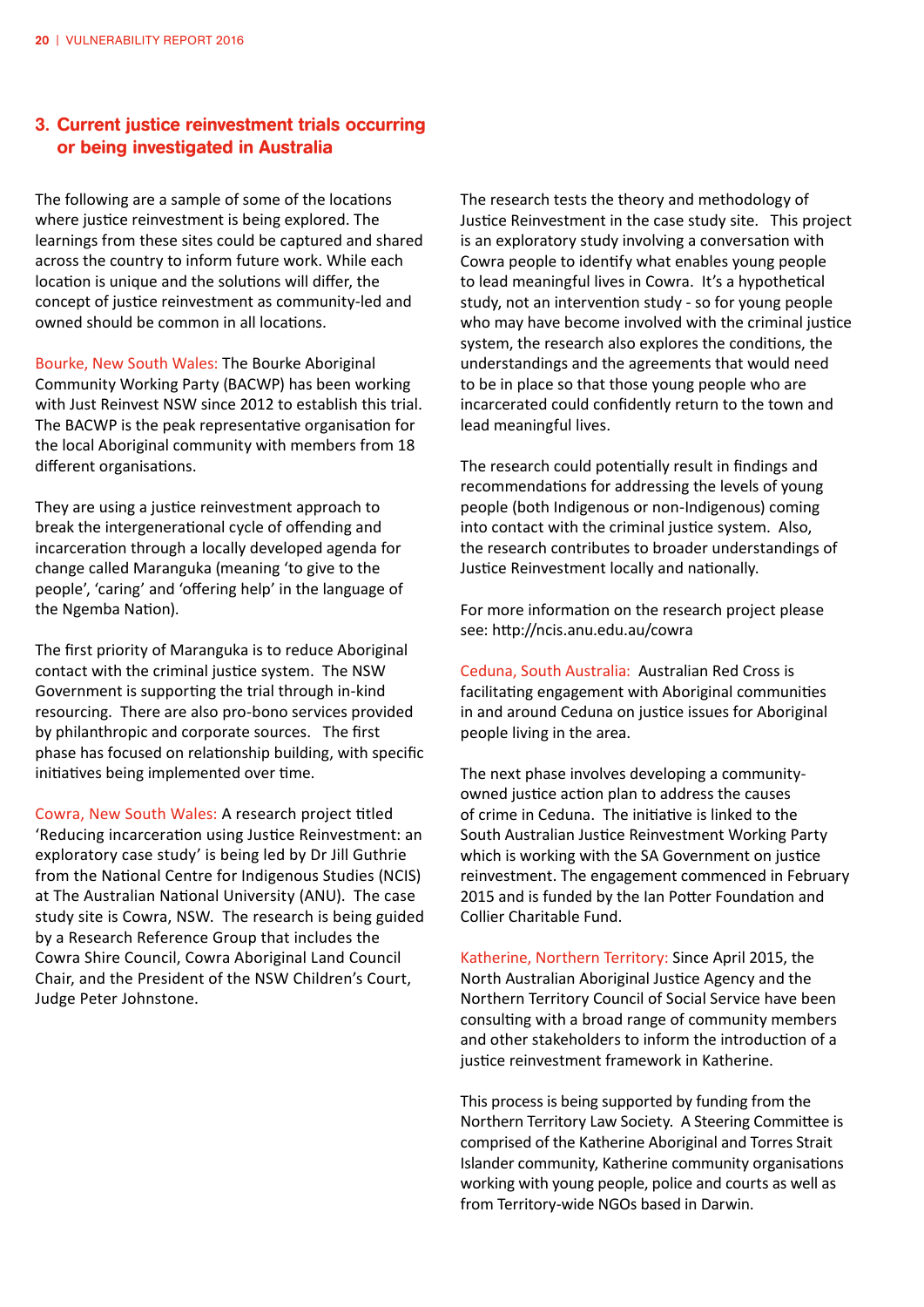## 3. Current justice reinvestment trials occurring or being investigated in Australia

The following are a sample of some of the locations where justice reinvestment is being explored. The learnings from these sites could be captured and shared across the country to inform future work. While each location is unique and the solutions will differ, the concept of justice reinvestment as community-led and owned should be common in all locations.

Bourke, New South Wales: The Bourke Aboriginal Community Working Party (BACWP) has been working with Just Reinvest NSW since 2012 to establish this trial. The BACWP is the peak representative organisation for the local Aboriginal community with members from 18 different organisations.

They are using a justice reinvestment approach to break the intergenerational cycle of offending and incarceration through a locally developed agenda for change called Maranguka (meaning 'to give to the people', 'caring' and 'offering help' in the language of the Ngemba Nation).

The first priority of Maranguka is to reduce Aboriginal contact with the criminal justice system. The NSW Government is supporting the trial through in-kind resourcing. There are also pro-bono services provided by philanthropic and corporate sources. The first phase has focused on relationship building, with specific initiatives being implemented over time.

Cowra, New South Wales: A research project titled 'Reducing incarceration using Justice Reinvestment: an exploratory case study' is being led by Dr Jill Guthrie from the National Centre for Indigenous Studies (NCIS) at The Australian National University (ANU). The case study site is Cowra, NSW. The research is being guided by a Research Reference Group that includes the Cowra Shire Council, Cowra Aboriginal Land Council Chair, and the President of the NSW Children's Court, Judge Peter Johnstone.

The research tests the theory and methodology of Justice Reinvestment in the case study site. This project is an exploratory study involving a conversation with Cowra people to identify what enables young people to lead meaningful lives in Cowra. It's a hypothetical study, not an intervention study - so for young people who may have become involved with the criminal justice system, the research also explores the conditions, the understandings and the agreements that would need to be in place so that those young people who are incarcerated could confidently return to the town and lead meaningful lives.

The research could potentially result in findings and recommendations for addressing the levels of young people (both Indigenous or non-Indigenous) coming into contact with the criminal justice system. Also, the research contributes to broader understandings of Justice Reinvestment locally and nationally.

For more information on the research project please see: http://ncis.anu.edu.au/cowra

Ceduna, South Australia: Australian Red Cross is facilitating engagement with Aboriginal communities in and around Ceduna on justice issues for Aboriginal people living in the area.

The next phase involves developing a community-owned justice action plan to address the causes of crime in Ceduna. The initiative is linked to the South Australian Justice Reinvestment Working Party which is working with the SA Government on justice reinvestment. The engagement commenced in February 2015 and is funded by the Ian Potter Foundation and Collier Charitable Fund.

Katherine, Northern Territory: Since April 2015, the North Australian Aboriginal Justice Agency and the Northern Territory Council of Social Service have been consulting with a broad range of community members and other stakeholders to inform the introduction of a justice reinvestment framework in Katherine.

This process is being supported by funding from the Northern Territory Law Society. A Steering Committee is comprised of the Katherine Aboriginal and Torres Strait Islander community, Katherine community organisations working with young people, police and courts as well as from Territory-wide NGOs based in Darwin.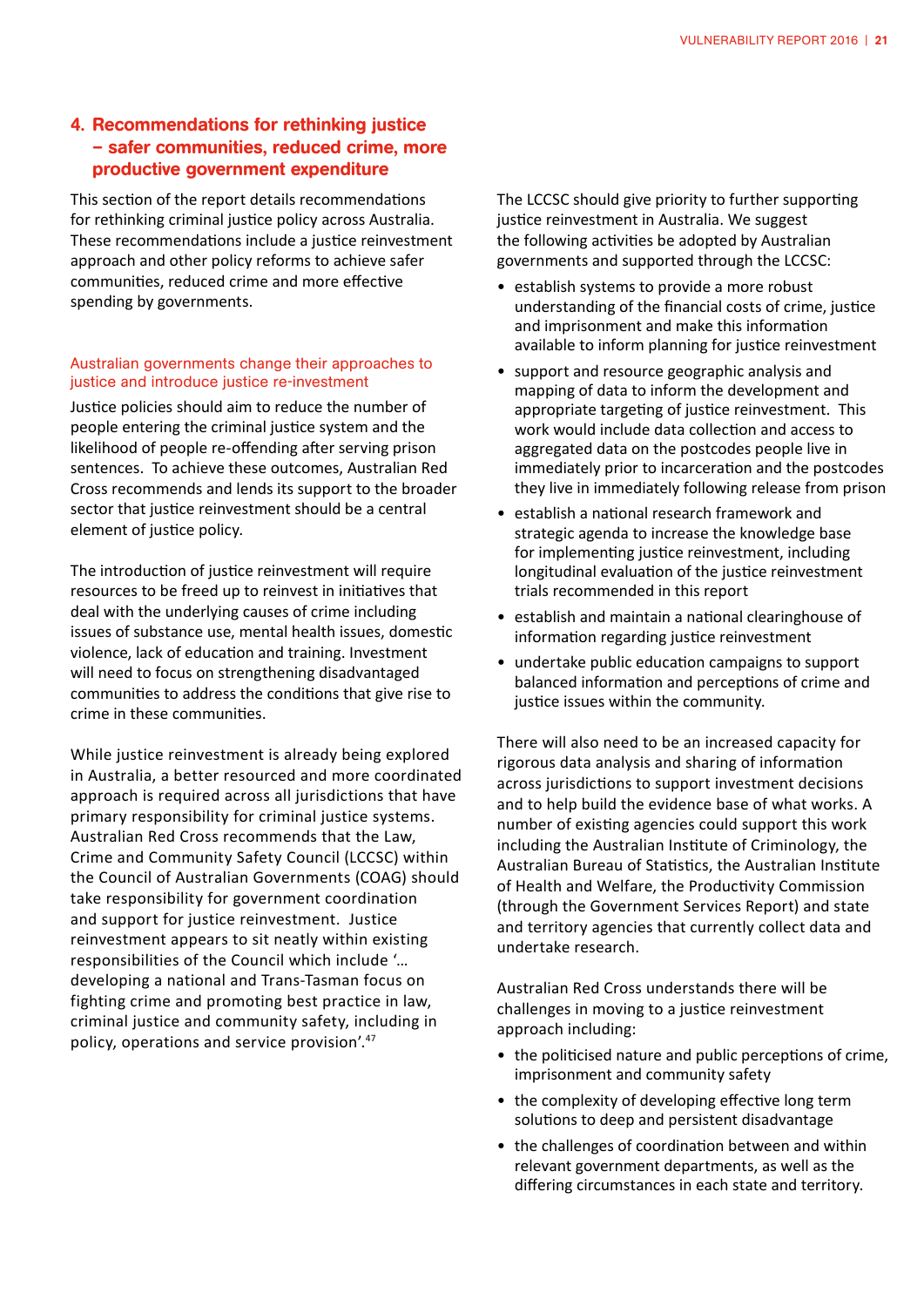## 4. Recommendations for rethinking justice – safer communities, reduced crime, more productive government expenditure

This section of the report details recommendations for rethinking criminal justice policy across Australia. These recommendations include a justice reinvestment approach and other policy reforms to achieve safer communities, reduced crime and more effective spending by governments.

### Australian governments change their approaches to justice and introduce justice re-investment

Justice policies should aim to reduce the number of people entering the criminal justice system and the likelihood of people re-offending after serving prison sentences. To achieve these outcomes, Australian Red Cross recommends and lends its support to the broader sector that justice reinvestment should be a central element of justice policy.

The introduction of justice reinvestment will require resources to be freed up to reinvest in initiatives that deal with the underlying causes of crime including issues of substance use, mental health issues, domestic violence, lack of education and training. Investment will need to focus on strengthening disadvantaged communities to address the conditions that give rise to crime in these communities.

While justice reinvestment is already being explored in Australia, a better resourced and more coordinated approach is required across all jurisdictions that have primary responsibility for criminal justice systems. Australian Red Cross recommends that the Law, Crime and Community Safety Council (LCCSC) within the Council of Australian Governments (COAG) should take responsibility for government coordination and support for justice reinvestment. Justice reinvestment appears to sit neatly within existing responsibilities of the Council which include '… developing a national and Trans-Tasman focus on fighting crime and promoting best practice in law, criminal justice and community safety, including in policy, operations and service provision'.[47]

The LCCSC should give priority to further supporting justice reinvestment in Australia. We suggest the following activities be adopted by Australian governments and supported through the LCCSC:

- establish systems to provide a more robust understanding of the financial costs of crime, justice and imprisonment and make this information available to inform planning for justice reinvestment
- support and resource geographic analysis and mapping of data to inform the development and appropriate targeting of justice reinvestment. This work would include data collection and access to aggregated data on the postcodes people live in immediately prior to incarceration and the postcodes they live in immediately following release from prison
- establish a national research framework and strategic agenda to increase the knowledge base for implementing justice reinvestment, including longitudinal evaluation of the justice reinvestment trials recommended in this report
- establish and maintain a national clearinghouse of information regarding justice reinvestment
- undertake public education campaigns to support balanced information and perceptions of crime and justice issues within the community.

There will also need to be an increased capacity for rigorous data analysis and sharing of information across jurisdictions to support investment decisions and to help build the evidence base of what works. A number of existing agencies could support this work including the Australian Institute of Criminology, the Australian Bureau of Statistics, the Australian Institute of Health and Welfare, the Productivity Commission (through the Government Services Report) and state and territory agencies that currently collect data and undertake research.

Australian Red Cross understands there will be challenges in moving to a justice reinvestment approach including:

- the politicised nature and public perceptions of crime, imprisonment and community safety
- the complexity of developing effective long term solutions to deep and persistent disadvantage
- the challenges of coordination between and within relevant government departments, as well as the differing circumstances in each state and territory.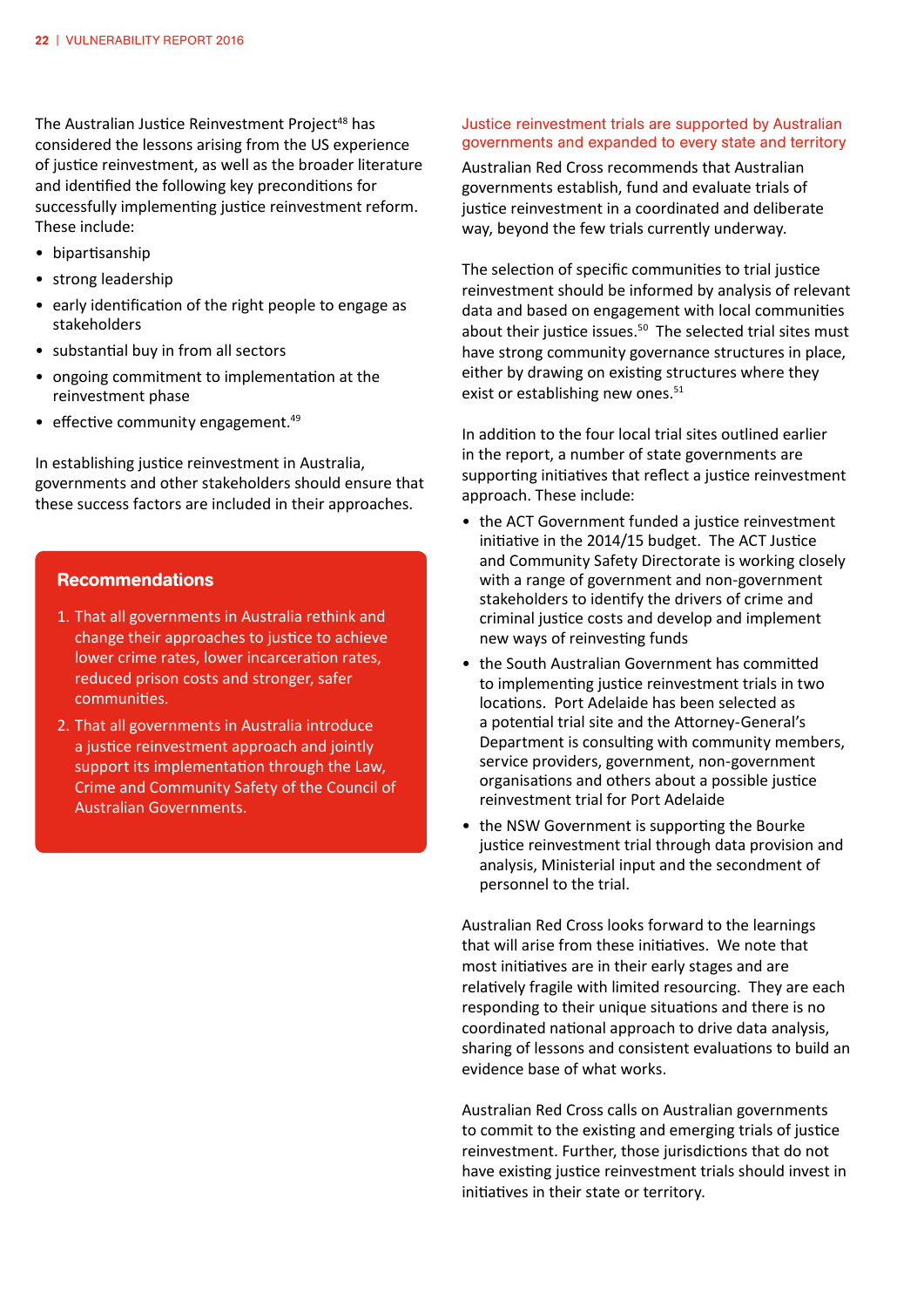The Australian Justice Reinvestment Project[48] has considered the lessons arising from the US experience of justice reinvestment, as well as the broader literature and identified the following key preconditions for successfully implementing justice reinvestment reform. These include:

- bipartisanship
- strong leadership
- early identification of the right people to engage as stakeholders
- substantial buy in from all sectors
- ongoing commitment to implementation at the reinvestment phase
- effective community engagement.[49]

In establishing justice reinvestment in Australia, governments and other stakeholders should ensure that these success factors are included in their approaches.

### Recommendations

1. That all governments in Australia rethink and change their approaches to justice to achieve lower crime rates, lower incarceration rates, reduced prison costs and stronger, safer communities.
2. That all governments in Australia introduce a justice reinvestment approach and jointly support its implementation through the Law, Crime and Community Safety of the Council of Australian Governments.

## Justice reinvestment trials are supported by Australian governments and expanded to every state and territory

Australian Red Cross recommends that Australian governments establish, fund and evaluate trials of justice reinvestment in a coordinated and deliberate way, beyond the few trials currently underway.

The selection of specific communities to trial justice reinvestment should be informed by analysis of relevant data and based on engagement with local communities about their justice issues.[50] The selected trial sites must have strong community governance structures in place, either by drawing on existing structures where they exist or establishing new ones.[51]

In addition to the four local trial sites outlined earlier in the report, a number of state governments are supporting initiatives that reflect a justice reinvestment approach. These include:

- the ACT Government funded a justice reinvestment initiative in the 2014/15 budget. The ACT Justice and Community Safety Directorate is working closely with a range of government and non-government stakeholders to identify the drivers of crime and criminal justice costs and develop and implement new ways of reinvesting funds
- the South Australian Government has committed to implementing justice reinvestment trials in two locations. Port Adelaide has been selected as a potential trial site and the Attorney-General's Department is consulting with community members, service providers, government, non-government organisations and others about a possible justice reinvestment trial for Port Adelaide
- the NSW Government is supporting the Bourke justice reinvestment trial through data provision and analysis, Ministerial input and the secondment of personnel to the trial.

Australian Red Cross looks forward to the learnings that will arise from these initiatives. We note that most initiatives are in their early stages and are relatively fragile with limited resourcing. They are each responding to their unique situations and there is no coordinated national approach to drive data analysis, sharing of lessons and consistent evaluations to build an evidence base of what works.

Australian Red Cross calls on Australian governments to commit to the existing and emerging trials of justice reinvestment. Further, those jurisdictions that do not have existing justice reinvestment trials should invest in initiatives in their state or territory.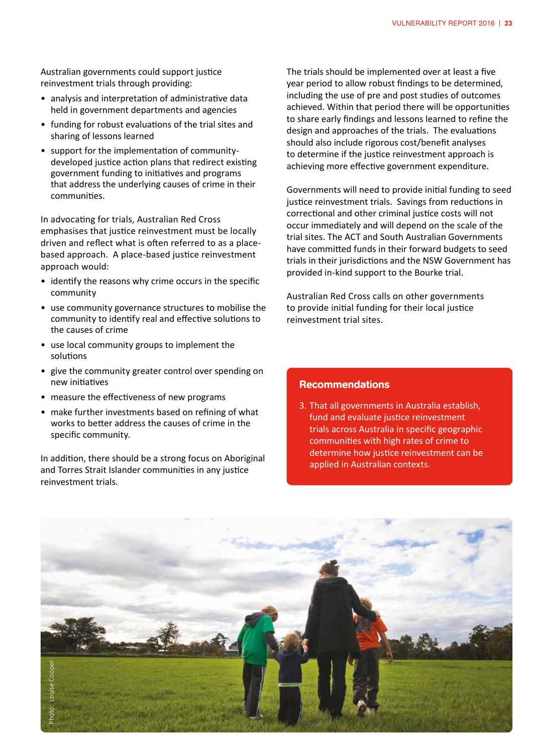Australian governments could support justice reinvestment trials through providing:

- analysis and interpretation of administrative data held in government departments and agencies
- funding for robust evaluations of the trial sites and sharing of lessons learned
- support for the implementation of community-developed justice action plans that redirect existing government funding to initiatives and programs that address the underlying causes of crime in their communities.

In advocating for trials, Australian Red Cross emphasises that justice reinvestment must be locally driven and reflect what is often referred to as a place-based approach. A place-based justice reinvestment approach would:

- identify the reasons why crime occurs in the specific community
- use community governance structures to mobilise the community to identify real and effective solutions to the causes of crime
- use local community groups to implement the solutions
- give the community greater control over spending on new initiatives
- measure the effectiveness of new programs
- make further investments based on refining of what works to better address the causes of crime in the specific community.

In addition, there should be a strong focus on Aboriginal and Torres Strait Islander communities in any justice reinvestment trials.

The trials should be implemented over at least a five year period to allow robust findings to be determined, including the use of pre and post studies of outcomes achieved. Within that period there will be opportunities to share early findings and lessons learned to refine the design and approaches of the trials. The evaluations should also include rigorous cost/benefit analyses to determine if the justice reinvestment approach is achieving more effective government expenditure.

Governments will need to provide initial funding to seed justice reinvestment trials. Savings from reductions in correctional and other criminal justice costs will not occur immediately and will depend on the scale of the trial sites. The ACT and South Australian Governments have committed funds in their forward budgets to seed trials in their jurisdictions and the NSW Government has provided in-kind support to the Bourke trial.

Australian Red Cross calls on other governments to provide initial funding for their local justice reinvestment trial sites.

## Recommendations

3. That all governments in Australia establish, fund and evaluate justice reinvestment trials across Australia in specific geographic communities with high rates of crime to determine how justice reinvestment can be applied in Australian contexts.

Photo: Louise Cooper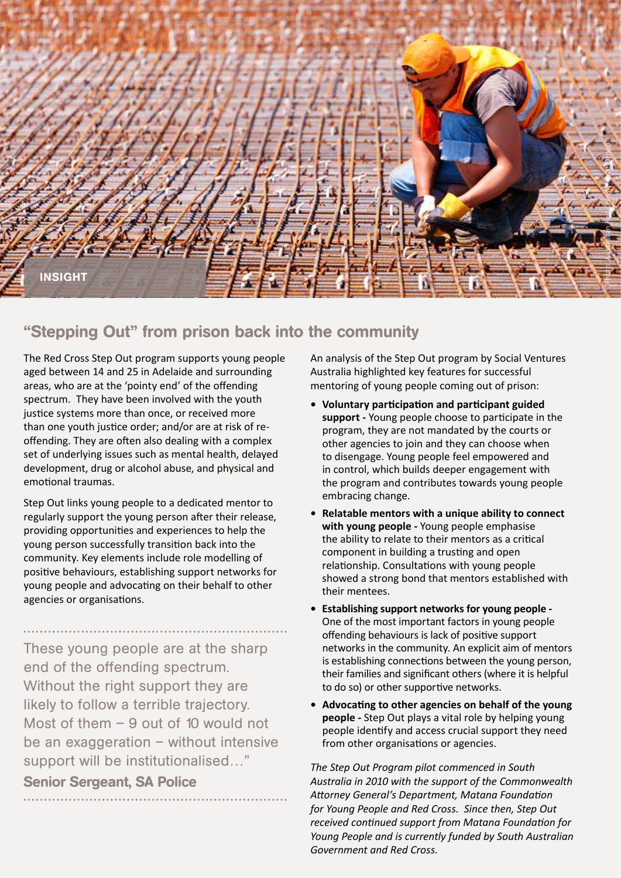INSIGHT

## "Stepping Out" from prison back into the community

The Red Cross Step Out program supports young people aged between 14 and 25 in Adelaide and surrounding areas, who are at the 'pointy end' of the offending spectrum. They have been involved with the youth justice systems more than once, or received more than one youth justice order; and/or are at risk of re-offending. They are often also dealing with a complex set of underlying issues such as mental health, delayed development, drug or alcohol abuse, and physical and emotional traumas.

Step Out links young people to a dedicated mentor to regularly support the young person after their release, providing opportunities and experiences to help the young person successfully transition back into the community. Key elements include role modelling of positive behaviours, establishing support networks for young people and advocating on their behalf to other agencies or organisations.

> These young people are at the sharp end of the offending spectrum. Without the right support they are likely to follow a terrible trajectory. Most of them – 9 out of 10 would not be an exaggeration – without intensive support will be institutionalised…"
>
> **Senior Sergeant, SA Police**

An analysis of the Step Out program by Social Ventures Australia highlighted key features for successful mentoring of young people coming out of prison:

- **Voluntary participation and participant guided support -** Young people choose to participate in the program, they are not mandated by the courts or other agencies to join and they can choose when to disengage. Young people feel empowered and in control, which builds deeper engagement with the program and contributes towards young people embracing change.
- **Relatable mentors with a unique ability to connect with young people -** Young people emphasise the ability to relate to their mentors as a critical component in building a trusting and open relationship. Consultations with young people showed a strong bond that mentors established with their mentees.
- **Establishing support networks for young people -** One of the most important factors in young people offending behaviours is lack of positive support networks in the community. An explicit aim of mentors is establishing connections between the young person, their families and significant others (where it is helpful to do so) or other supportive networks.
- **Advocating to other agencies on behalf of the young people -** Step Out plays a vital role by helping young people identify and access crucial support they need from other organisations or agencies.

*The Step Out Program pilot commenced in South Australia in 2010 with the support of the Commonwealth Attorney General's Department, Matana Foundation for Young People and Red Cross. Since then, Step Out received continued support from Matana Foundation for Young People and is currently funded by South Australian Government and Red Cross.*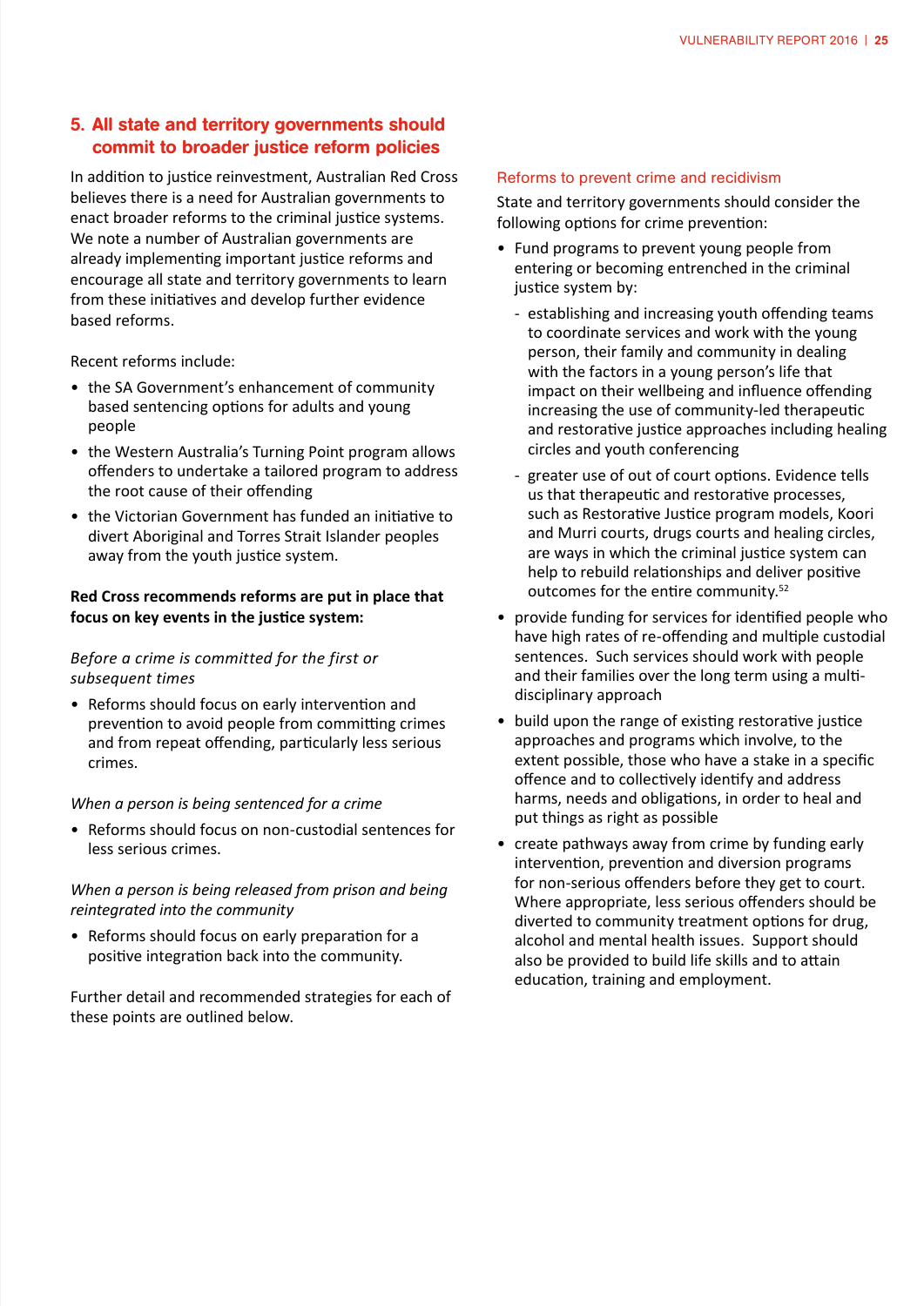## 5. All state and territory governments should commit to broader justice reform policies

In addition to justice reinvestment, Australian Red Cross believes there is a need for Australian governments to enact broader reforms to the criminal justice systems. We note a number of Australian governments are already implementing important justice reforms and encourage all state and territory governments to learn from these initiatives and develop further evidence based reforms.

Recent reforms include:

- the SA Government's enhancement of community based sentencing options for adults and young people
- the Western Australia's Turning Point program allows offenders to undertake a tailored program to address the root cause of their offending
- the Victorian Government has funded an initiative to divert Aboriginal and Torres Strait Islander peoples away from the youth justice system.

**Red Cross recommends reforms are put in place that focus on key events in the justice system:**

*Before a crime is committed for the first or subsequent times*

- Reforms should focus on early intervention and prevention to avoid people from committing crimes and from repeat offending, particularly less serious crimes.

*When a person is being sentenced for a crime*

- Reforms should focus on non-custodial sentences for less serious crimes.

*When a person is being released from prison and being reintegrated into the community*

- Reforms should focus on early preparation for a positive integration back into the community.

Further detail and recommended strategies for each of these points are outlined below.

### Reforms to prevent crime and recidivism

State and territory governments should consider the following options for crime prevention:

- Fund programs to prevent young people from entering or becoming entrenched in the criminal justice system by:
  - establishing and increasing youth offending teams to coordinate services and work with the young person, their family and community in dealing with the factors in a young person's life that impact on their wellbeing and influence offending increasing the use of community-led therapeutic and restorative justice approaches including healing circles and youth conferencing
  - greater use of out of court options. Evidence tells us that therapeutic and restorative processes, such as Restorative Justice program models, Koori and Murri courts, drugs courts and healing circles, are ways in which the criminal justice system can help to rebuild relationships and deliver positive outcomes for the entire community.[52]
- provide funding for services for identified people who have high rates of re-offending and multiple custodial sentences. Such services should work with people and their families over the long term using a multi-disciplinary approach
- build upon the range of existing restorative justice approaches and programs which involve, to the extent possible, those who have a stake in a specific offence and to collectively identify and address harms, needs and obligations, in order to heal and put things as right as possible
- create pathways away from crime by funding early intervention, prevention and diversion programs for non-serious offenders before they get to court. Where appropriate, less serious offenders should be diverted to community treatment options for drug, alcohol and mental health issues. Support should also be provided to build life skills and to attain education, training and employment.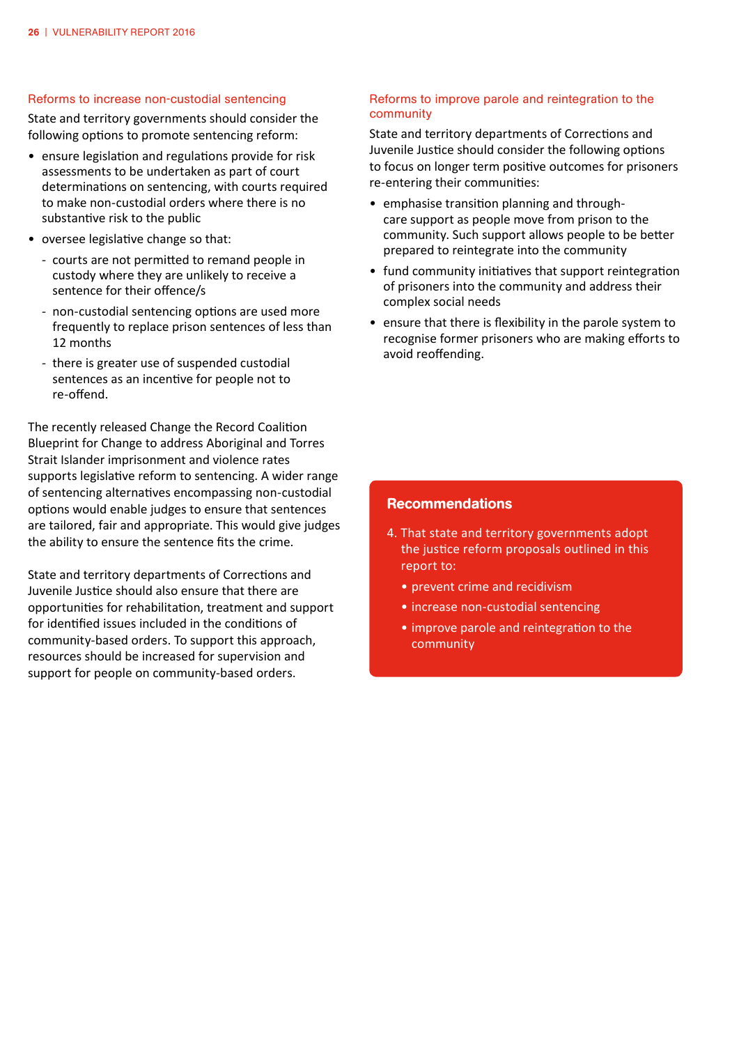### Reforms to increase non-custodial sentencing

State and territory governments should consider the following options to promote sentencing reform:

- ensure legislation and regulations provide for risk assessments to be undertaken as part of court determinations on sentencing, with courts required to make non-custodial orders where there is no substantive risk to the public
- oversee legislative change so that:
  - courts are not permitted to remand people in custody where they are unlikely to receive a sentence for their offence/s
  - non-custodial sentencing options are used more frequently to replace prison sentences of less than 12 months
  - there is greater use of suspended custodial sentences as an incentive for people not to re-offend.

The recently released Change the Record Coalition Blueprint for Change to address Aboriginal and Torres Strait Islander imprisonment and violence rates supports legislative reform to sentencing. A wider range of sentencing alternatives encompassing non-custodial options would enable judges to ensure that sentences are tailored, fair and appropriate. This would give judges the ability to ensure the sentence fits the crime.

State and territory departments of Corrections and Juvenile Justice should also ensure that there are opportunities for rehabilitation, treatment and support for identified issues included in the conditions of community-based orders. To support this approach, resources should be increased for supervision and support for people on community-based orders.

### Reforms to improve parole and reintegration to the community

State and territory departments of Corrections and Juvenile Justice should consider the following options to focus on longer term positive outcomes for prisoners re-entering their communities:

- emphasise transition planning and through-care support as people move from prison to the community. Such support allows people to be better prepared to reintegrate into the community
- fund community initiatives that support reintegration of prisoners into the community and address their complex social needs
- ensure that there is flexibility in the parole system to recognise former prisoners who are making efforts to avoid reoffending.

### Recommendations

4. That state and territory governments adopt the justice reform proposals outlined in this report to:
   - prevent crime and recidivism
   - increase non-custodial sentencing
   - improve parole and reintegration to the community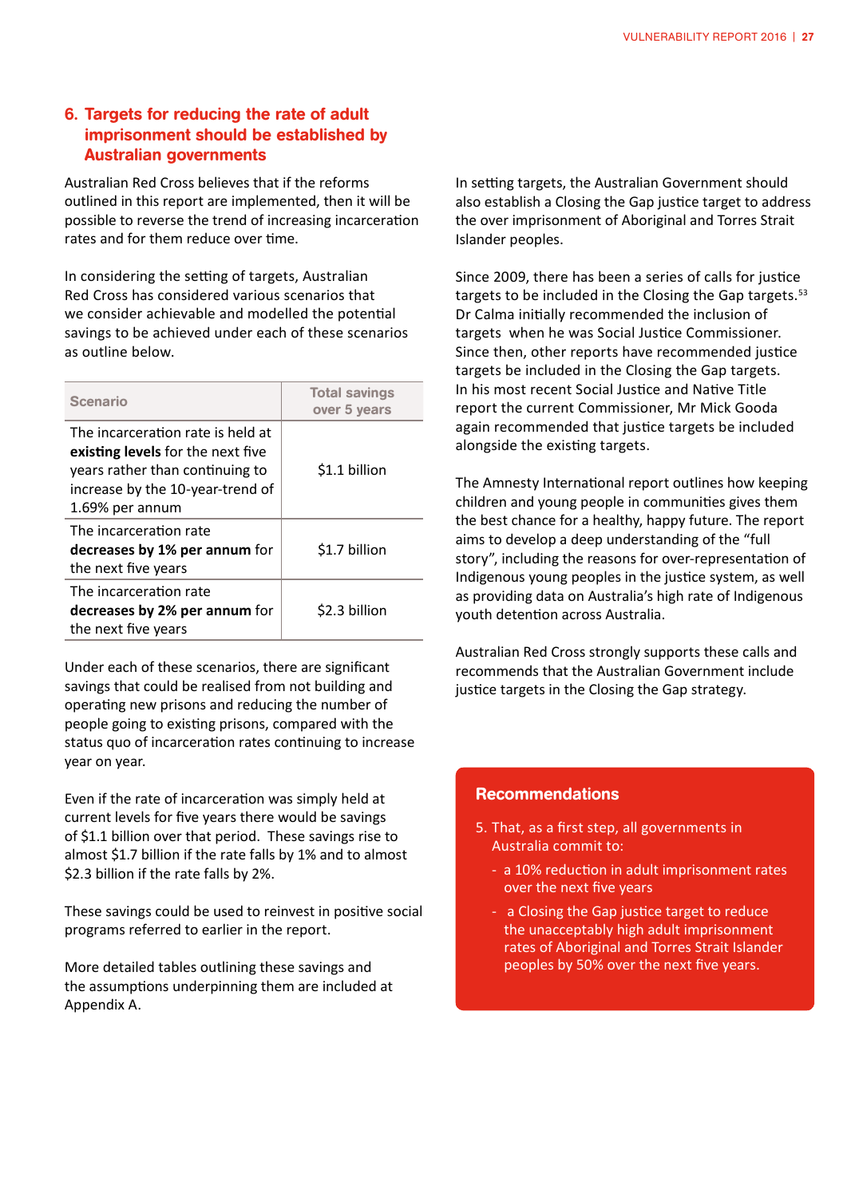## 6. Targets for reducing the rate of adult imprisonment should be established by Australian governments

Australian Red Cross believes that if the reforms outlined in this report are implemented, then it will be possible to reverse the trend of increasing incarceration rates and for them reduce over time.

In considering the setting of targets, Australian Red Cross has considered various scenarios that we consider achievable and modelled the potential savings to be achieved under each of these scenarios as outline below.

| Scenario | Total savings over 5 years |
|---|---|
| The incarceration rate is held at **existing levels** for the next five years rather than continuing to increase by the 10-year-trend of 1.69% per annum | $1.1 billion |
| The incarceration rate **decreases by 1% per annum** for the next five years | $1.7 billion |
| The incarceration rate **decreases by 2% per annum** for the next five years | $2.3 billion |

Under each of these scenarios, there are significant savings that could be realised from not building and operating new prisons and reducing the number of people going to existing prisons, compared with the status quo of incarceration rates continuing to increase year on year.

Even if the rate of incarceration was simply held at current levels for five years there would be savings of $1.1 billion over that period. These savings rise to almost $1.7 billion if the rate falls by 1% and to almost $2.3 billion if the rate falls by 2%.

These savings could be used to reinvest in positive social programs referred to earlier in the report.

More detailed tables outlining these savings and the assumptions underpinning them are included at Appendix A.

In setting targets, the Australian Government should also establish a Closing the Gap justice target to address the over imprisonment of Aboriginal and Torres Strait Islander peoples.

Since 2009, there has been a series of calls for justice targets to be included in the Closing the Gap targets.[53] Dr Calma initially recommended the inclusion of targets when he was Social Justice Commissioner. Since then, other reports have recommended justice targets be included in the Closing the Gap targets. In his most recent Social Justice and Native Title report the current Commissioner, Mr Mick Gooda again recommended that justice targets be included alongside the existing targets.

The Amnesty International report outlines how keeping children and young people in communities gives them the best chance for a healthy, happy future. The report aims to develop a deep understanding of the "full story", including the reasons for over-representation of Indigenous young peoples in the justice system, as well as providing data on Australia's high rate of Indigenous youth detention across Australia.

Australian Red Cross strongly supports these calls and recommends that the Australian Government include justice targets in the Closing the Gap strategy.

### Recommendations

5. That, as a first step, all governments in Australia commit to:
   - a 10% reduction in adult imprisonment rates over the next five years
   - a Closing the Gap justice target to reduce the unacceptably high adult imprisonment rates of Aboriginal and Torres Strait Islander peoples by 50% over the next five years.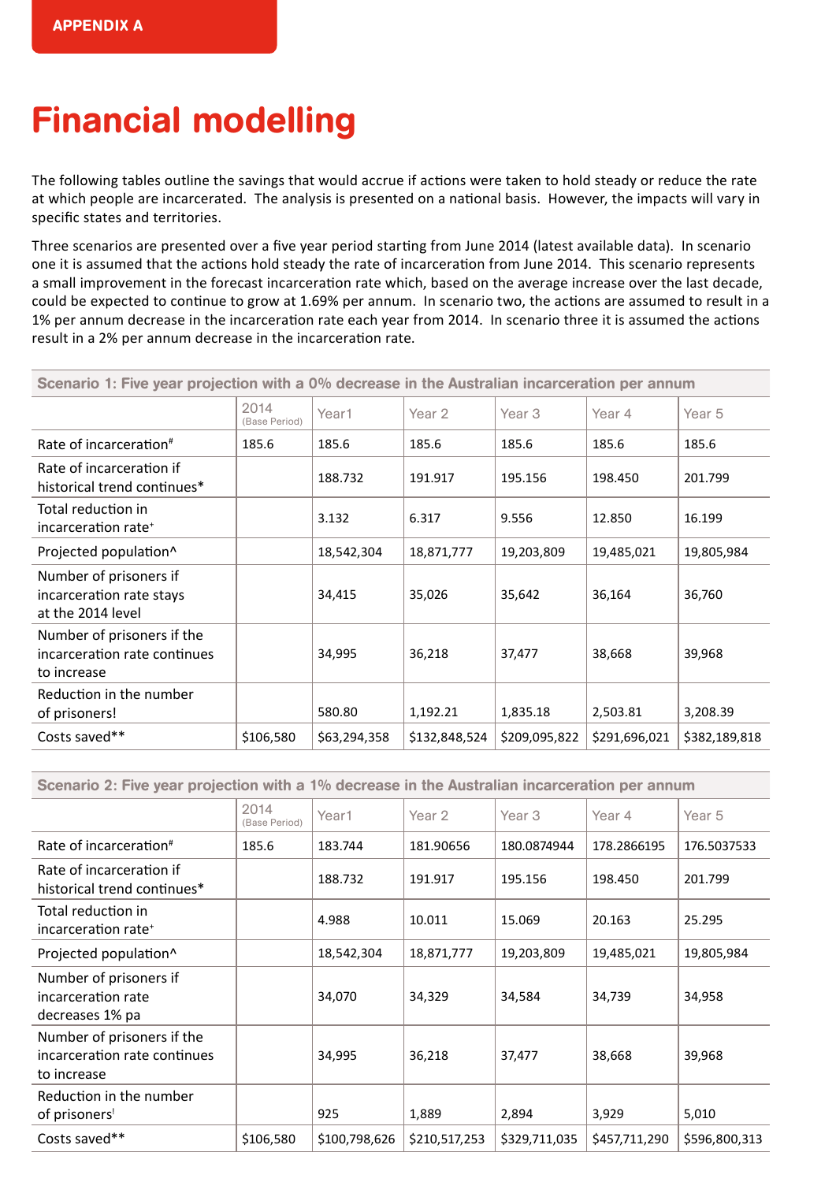APPENDIX A

# Financial modelling

The following tables outline the savings that would accrue if actions were taken to hold steady or reduce the rate at which people are incarcerated. The analysis is presented on a national basis. However, the impacts will vary in specific states and territories.

Three scenarios are presented over a five year period starting from June 2014 (latest available data). In scenario one it is assumed that the actions hold steady the rate of incarceration from June 2014. This scenario represents a small improvement in the forecast incarceration rate which, based on the average increase over the last decade, could be expected to continue to grow at 1.69% per annum. In scenario two, the actions are assumed to result in a 1% per annum decrease in the incarceration rate each year from 2014. In scenario three it is assumed the actions result in a 2% per annum decrease in the incarceration rate.

| Scenario 1: Five year projection with a 0% decrease in the Australian incarceration per annum | | | | | | |
|---|---|---|---|---|---|---|
| | 2014 (Base Period) | Year1 | Year 2 | Year 3 | Year 4 | Year 5 |
| Rate of incarceration# | 185.6 | 185.6 | 185.6 | 185.6 | 185.6 | 185.6 |
| Rate of incarceration if historical trend continues* | | 188.732 | 191.917 | 195.156 | 198.450 | 201.799 |
| Total reduction in incarceration rate+ | | 3.132 | 6.317 | 9.556 | 12.850 | 16.199 |
| Projected population^ | | 18,542,304 | 18,871,777 | 19,203,809 | 19,485,021 | 19,805,984 |
| Number of prisoners if incarceration rate stays at the 2014 level | | 34,415 | 35,026 | 35,642 | 36,164 | 36,760 |
| Number of prisoners if the incarceration rate continues to increase | | 34,995 | 36,218 | 37,477 | 38,668 | 39,968 |
| Reduction in the number of prisoners! | | 580.80 | 1,192.21 | 1,835.18 | 2,503.81 | 3,208.39 |
| Costs saved** | $106,580 | $63,294,358 | $132,848,524 | $209,095,822 | $291,696,021 | $382,189,818 |

| Scenario 2: Five year projection with a 1% decrease in the Australian incarceration per annum | | | | | | |
|---|---|---|---|---|---|---|
| | 2014 (Base Period) | Year1 | Year 2 | Year 3 | Year 4 | Year 5 |
| Rate of incarceration# | 185.6 | 183.744 | 181.90656 | 180.0874944 | 178.2866195 | 176.5037533 |
| Rate of incarceration if historical trend continues* | | 188.732 | 191.917 | 195.156 | 198.450 | 201.799 |
| Total reduction in incarceration rate+ | | 4.988 | 10.011 | 15.069 | 20.163 | 25.295 |
| Projected population^ | | 18,542,304 | 18,871,777 | 19,203,809 | 19,485,021 | 19,805,984 |
| Number of prisoners if incarceration rate decreases 1% pa | | 34,070 | 34,329 | 34,584 | 34,739 | 34,958 |
| Number of prisoners if the incarceration rate continues to increase | | 34,995 | 36,218 | 37,477 | 38,668 | 39,968 |
| Reduction in the number of prisoners! | | 925 | 1,889 | 2,894 | 3,929 | 5,010 |
| Costs saved** | $106,580 | $100,798,626 | $210,517,253 | $329,711,035 | $457,711,290 | $596,800,313 |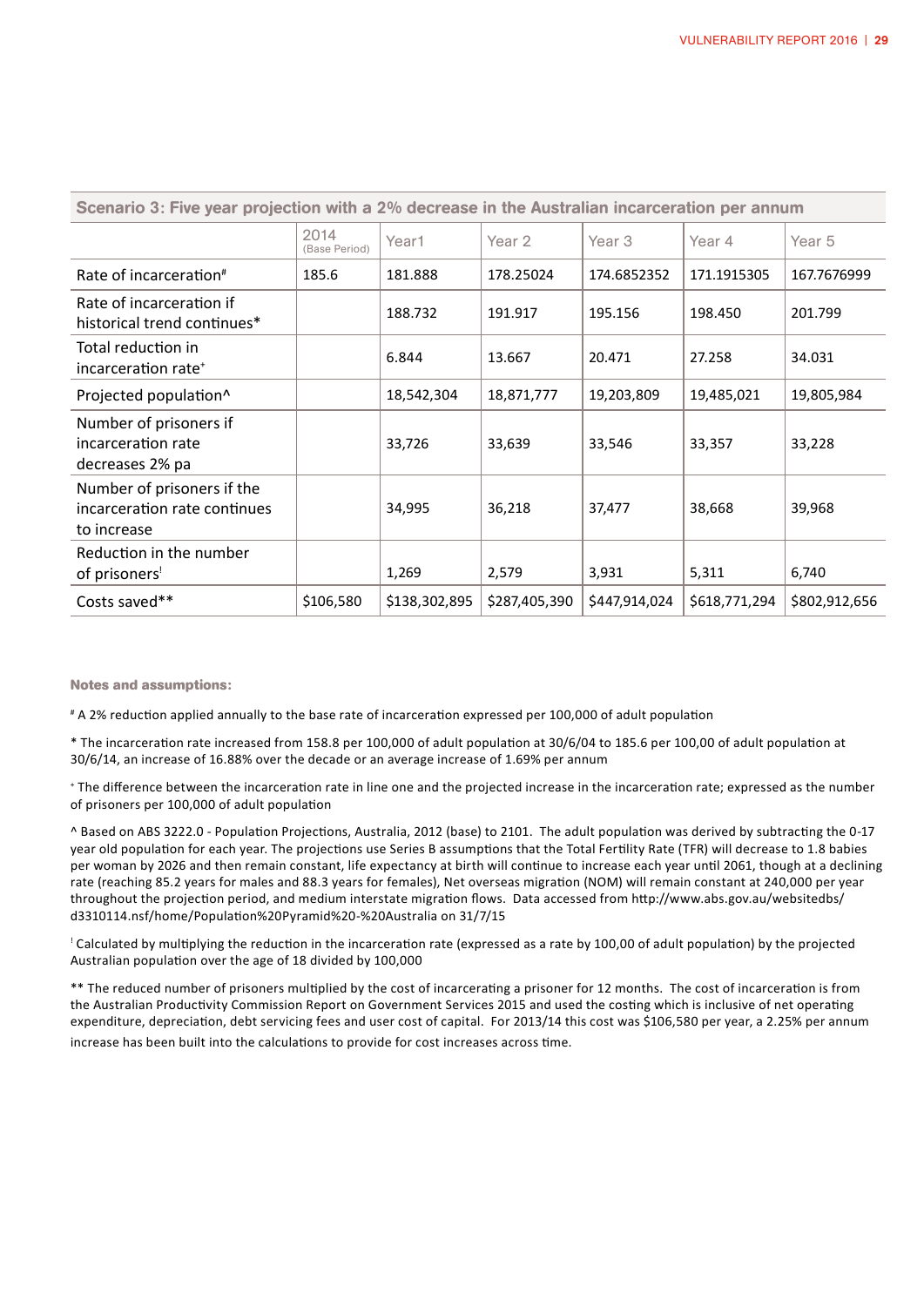| Scenario 3: Five year projection with a 2% decrease in the Australian incarceration per annum | | | | | | |
|---|---|---|---|---|---|---|
| | 2014 (Base Period) | Year1 | Year 2 | Year 3 | Year 4 | Year 5 |
| Rate of incarceration# | 185.6 | 181.888 | 178.25024 | 174.6852352 | 171.1915305 | 167.7676999 |
| Rate of incarceration if historical trend continues* | | 188.732 | 191.917 | 195.156 | 198.450 | 201.799 |
| Total reduction in incarceration rate+ | | 6.844 | 13.667 | 20.471 | 27.258 | 34.031 |
| Projected population^ | | 18,542,304 | 18,871,777 | 19,203,809 | 19,485,021 | 19,805,984 |
| Number of prisoners if incarceration rate decreases 2% pa | | 33,726 | 33,639 | 33,546 | 33,357 | 33,228 |
| Number of prisoners if the incarceration rate continues to increase | | 34,995 | 36,218 | 37,477 | 38,668 | 39,968 |
| Reduction in the number of prisoners! | | 1,269 | 2,579 | 3,931 | 5,311 | 6,740 |
| Costs saved** | $106,580 | $138,302,895 | $287,405,390 | $447,914,024 | $618,771,294 | $802,912,656 |

**Notes and assumptions:**

# A 2% reduction applied annually to the base rate of incarceration expressed per 100,000 of adult population

* The incarceration rate increased from 158.8 per 100,000 of adult population at 30/6/04 to 185.6 per 100,00 of adult population at 30/6/14, an increase of 16.88% over the decade or an average increase of 1.69% per annum

+ The difference between the incarceration rate in line one and the projected increase in the incarceration rate; expressed as the number of prisoners per 100,000 of adult population

^ Based on ABS 3222.0 - Population Projections, Australia, 2012 (base) to 2101. The adult population was derived by subtracting the 0-17 year old population for each year. The projections use Series B assumptions that the Total Fertility Rate (TFR) will decrease to 1.8 babies per woman by 2026 and then remain constant, life expectancy at birth will continue to increase each year until 2061, though at a declining rate (reaching 85.2 years for males and 88.3 years for females), Net overseas migration (NOM) will remain constant at 240,000 per year throughout the projection period, and medium interstate migration flows. Data accessed from http://www.abs.gov.au/websitedbs/d3310114.nsf/home/Population%20Pyramid%20-%20Australia on 31/7/15

! Calculated by multiplying the reduction in the incarceration rate (expressed as a rate by 100,00 of adult population) by the projected Australian population over the age of 18 divided by 100,000

** The reduced number of prisoners multiplied by the cost of incarcerating a prisoner for 12 months. The cost of incarceration is from the Australian Productivity Commission Report on Government Services 2015 and used the costing which is inclusive of net operating expenditure, depreciation, debt servicing fees and user cost of capital. For 2013/14 this cost was $106,580 per year, a 2.25% per annum increase has been built into the calculations to provide for cost increases across time.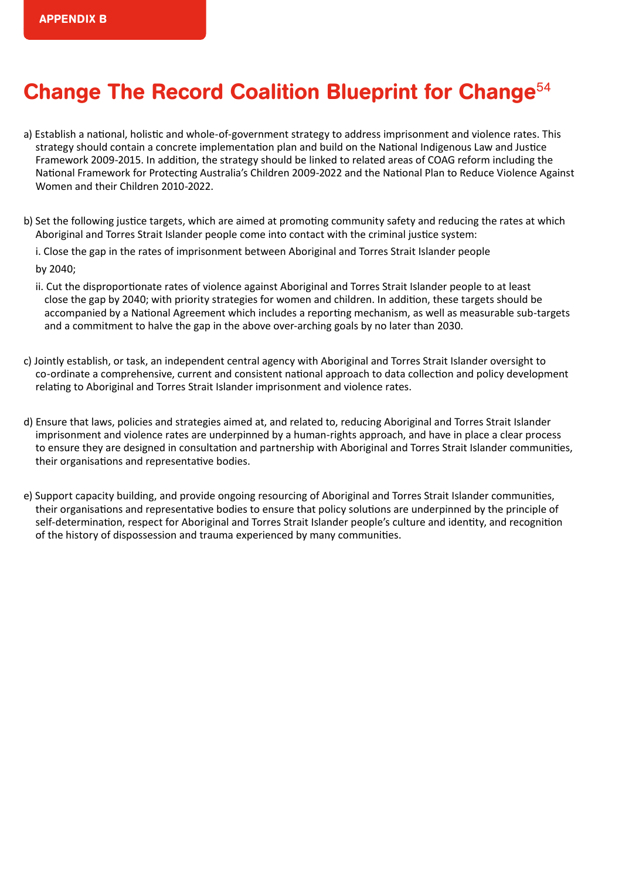APPENDIX B

# Change The Record Coalition Blueprint for Change[54]

a) Establish a national, holistic and whole-of-government strategy to address imprisonment and violence rates. This strategy should contain a concrete implementation plan and build on the National Indigenous Law and Justice Framework 2009-2015. In addition, the strategy should be linked to related areas of COAG reform including the National Framework for Protecting Australia's Children 2009-2022 and the National Plan to Reduce Violence Against Women and their Children 2010-2022.

b) Set the following justice targets, which are aimed at promoting community safety and reducing the rates at which Aboriginal and Torres Strait Islander people come into contact with the criminal justice system:

i. Close the gap in the rates of imprisonment between Aboriginal and Torres Strait Islander people by 2040;

ii. Cut the disproportionate rates of violence against Aboriginal and Torres Strait Islander people to at least close the gap by 2040; with priority strategies for women and children. In addition, these targets should be accompanied by a National Agreement which includes a reporting mechanism, as well as measurable sub-targets and a commitment to halve the gap in the above over-arching goals by no later than 2030.

c) Jointly establish, or task, an independent central agency with Aboriginal and Torres Strait Islander oversight to co-ordinate a comprehensive, current and consistent national approach to data collection and policy development relating to Aboriginal and Torres Strait Islander imprisonment and violence rates.

d) Ensure that laws, policies and strategies aimed at, and related to, reducing Aboriginal and Torres Strait Islander imprisonment and violence rates are underpinned by a human-rights approach, and have in place a clear process to ensure they are designed in consultation and partnership with Aboriginal and Torres Strait Islander communities, their organisations and representative bodies.

e) Support capacity building, and provide ongoing resourcing of Aboriginal and Torres Strait Islander communities, their organisations and representative bodies to ensure that policy solutions are underpinned by the principle of self-determination, respect for Aboriginal and Torres Strait Islander people's culture and identity, and recognition of the history of dispossession and trauma experienced by many communities.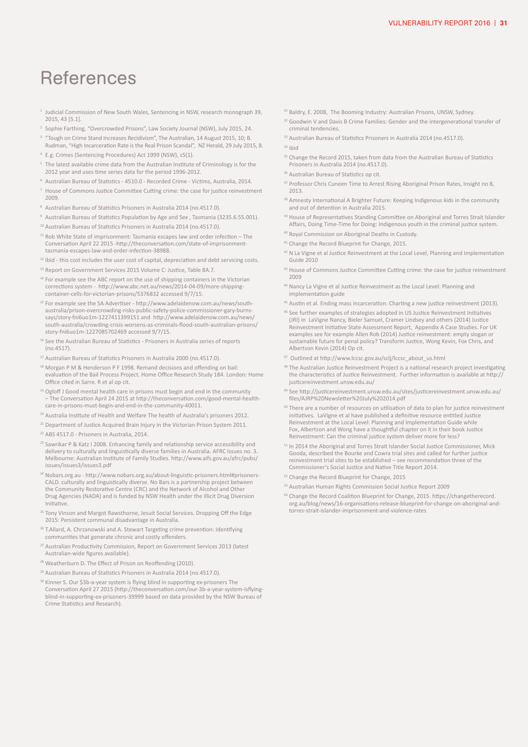# References

1. Judicial Commission of New South Wales, Sentencing in NSW, research monograph 39, 2015, 43 [5.1].
2. Sophie Farthing, "Overcrowded Prisons", Law Society Journal (NSW), July 2015, 24.
3. "Tough on Crime Stand Increases Recidivism", The Australian, 14 August 2015, 10; B. Rudman, "High Incarceration Rate is the Real Prison Scandal", NZ Herald, 29 July 2015, 8.
4. E.g. Crimes (Sentencing Procedures) Act 1999 (NSW), s5(1).
5. The latest available crime data from the Australian Institute of Criminology is for the 2012 year and uses time series data for the period 1996-2012.
6. Australian Bureau of Statistics - 4510.0 - Recorded Crime - Victims, Australia, 2014.
7. House of Commons Justice Committee Cutting crime: the case for justice reinvestment 2009.
8. Australian Bureau of Statistics Prisoners in Australia 2014 (no.4517.0).
9. Australian Bureau of Statistics Population by Age and Sex , Tasmania (3235.6.55.001).
10. Australian Bureau of Statistics Prisoners in Australia 2014 (no.4517.0).
11. Rob White State of imprisonment: Tasmania escapes law and order infection – The Conversation April 22 2015 -http://theconversation.com/state-of-imprisonment-tasmania-escapes-law-and-order-infection-38988.
12. Ibid - this cost includes the user cost of capital, depreciation and debt servicing costs.
13. Report on Government Services 2015 Volume C: Justice, Table 8A.7.
14. For example see the ABC report on the use of shipping containers in the Victorian corrections system - http://www.abc.net.au/news/2014-04-09/more-shipping-container-cells-for-victorian-prisons/5376832 accessed 9/7/15.
15. For example see the SA Advertiser - http://www.adelaidenow.com.au/news/south-australia/prison-overcrowding-risks-public-safety-police-commissioner-gary-burns-says/story-fni6uo1m-1227411399151 and http://www.adelaidenow.com.au/news/south-australia/crowding-crisis-worsens-as-criminals-flood-south-australian-prisons/story-fni6uo1m-1227085702469 accessed 9/7/15.
16. See the Australian Bureau of Statistics - Prisoners in Australia series of reports (no.4517).
17. Australian Bureau of Statistics Prisoners in Australia 2000 (no.4517.0).
18. Morgan P M & Henderson P F 1998. Remand decisions and offending on bail: evaluation of the Bail Process Project. Home Office Research Study 184. London: Home Office cited in Sarre. R et al op cit.
19. Ogloff J Good mental health care in prisons must begin and end in the community – The Conversation April 24 2015 at http://theconversation.com/good-mental-health-care-in-prisons-must-begin-and-end-in-the-community-40011.
20. Australia Institute of Health and Welfare The health of Australia's prisoners 2012.
21. Department of Justice Acquired Brain Injury in the Victorian Prison System 2011.
22. ABS 4517.0 - Prisoners in Australia, 2014.
23. Sawrikar P & Katz I 2008. Enhancing family and relationship service accessibility and delivery to culturally and linguistically diverse families in Australia. AFRC Issues no. 3. Melbourne: Australian Institute of Family Studies. http://www.aifs.gov.au/afrc/pubs/issues/issues3/issues3.pdf
24. Nobars.org.au - http://www.nobars.org.au/about-linguistic-prisoners.html#prisoners-CALD. culturally and linguistically diverse. No Bars is a partnership project between the Community Restorative Centre (CRC) and the Network of Alcohol and Other Drug Agencies (NADA) and is funded by NSW Health under the Illicit Drug Diversion Initiative.
25. Tony Vinson and Margot Rawsthorne, Jesuit Social Services. Dropping Off the Edge 2015: Persistent communal disadvantage in Australia.
26. T.Allard, A. Chrzanowski and A. Stewart Targeting crime prevention: Identifying communities that generate chronic and costly offenders.
27. Australian Productivity Commission, Report on Government Services 2013 (latest Australian-wide figures available).
28. Weatherburn D. The Effect of Prison on Reoffending (2010).
29. Australian Bureau of Statistics Prisoners in Australia 2014 (no.4517.0).
30. Kinner S. Our $3b-a-year system is flying blind in supporting ex-prisoners The Conversation April 27 2015 (http://theconversation.com/our-3b-a-year-system-isflying-blind-in-supporting-ex-prisoners-39999 based on data provided by the NSW Bureau of Crime Statistics and Research).
31. Baldry, E. 2008, The Booming Industry: Australian Prisons, UNSW, Sydney.
32. Goodwin V and Davis B Crime Families: Gender and the intergenerational transfer of criminal tendencies.
33. Australian Bureau of Statistics Prisoners in Australia 2014 (no.4517.0).
34. ibid
35. Change the Record 2015, taken from data from the Australian Bureau of Statistics Prisoners in Australia 2014 (no.4517.0).
36. Australian Bureau of Statistics op cit.
37. Professor Chris Cuneen Time to Arrest Rising Aboriginal Prison Rates, Insight no 8, 2013.
38. Amnesty International A Brighter Future: Keeping Indigenous kids in the community and out of detention in Australia 2015.
39. House of Representatives Standing Committee on Aboriginal and Torres Strait Islander Affairs, Doing Time-Time for Doing: Indigenous youth in the criminal justice system.
40. Royal Commission on Aboriginal Deaths in Custody.
41. Change the Record Blueprint for Change, 2015.
42. N La Vigne et al Justice Reinvestment at the Local Level, Planning and Implementation Guide 2010
43. House of Commons Justice Committee Cutting crime: the case for justice reinvestment 2009
44. Nancy La Vigne et al Justice Reinvestment as the Local Level: Planning and implementation guide
45. Austin et al. Ending mass incarceration: Charting a new justice reinvestment (2013).
46. See further examples of strategies adopted in US Justice Reinvestment Initiatives (JRI) in LaVigne Nancy, Bieler Samuel, Cramer Lindsey and others (2014) Justice Reinvestment Initiative State Assessment Report, Appendix A Case Studies. For UK examples see for example Allen Rob (2014) Justice reinvestment: empty slogan or sustainable future for penal policy? Transform Justice, Wong Kevin, Fox Chris, and Albertson Kevin (2014) Op cit.
47. Outlined at http://www.lccsc.gov.au/sclj/lccsc_about_us.html
48. The Australian Justice Reinvestment Project is a national research project investigating the characteristics of Justice Reinvestment. Further information is available at http://justicereinvestment.unsw.edu.au/
49. See http://justicereinvestment.unsw.edu.au/sites/justicereinvestment.unsw.edu.au/files/AJRP%20Newsletter%20July%202014.pdf
50. There are a number of resources on utilisation of data to plan for justice reinvestment initiatives. LaVigne et al have published a definitive resource entitled Justice Reinvestment at the Local Level: Planning and Implementation Guide while Fox, Albertson and Wong have a thoughtful chapter on it in their book Justice Reinvestment: Can the criminal justice system deliver more for less?
51. In 2014 the Aboriginal and Torres Strait Islander Social Justice Commissioner, Mick Gooda, described the Bourke and Cowra trial sites and called for further justice reinvestment trial sites to be established – see recommendation three of the Commissioner's Social Justice and Native Title Report 2014.
52. Change the Record Blueprint for Change, 2015
53. Australian Human Rights Commission Social Justice Report 2009
54. Change the Record Coalition Blueprint for Change, 2015. https://changetherecord.org.au/blog/news/16-organisations-release-blueprint-for-change-on-aboriginal-and-torres-strait-islander-imprisonment-and-violence-rates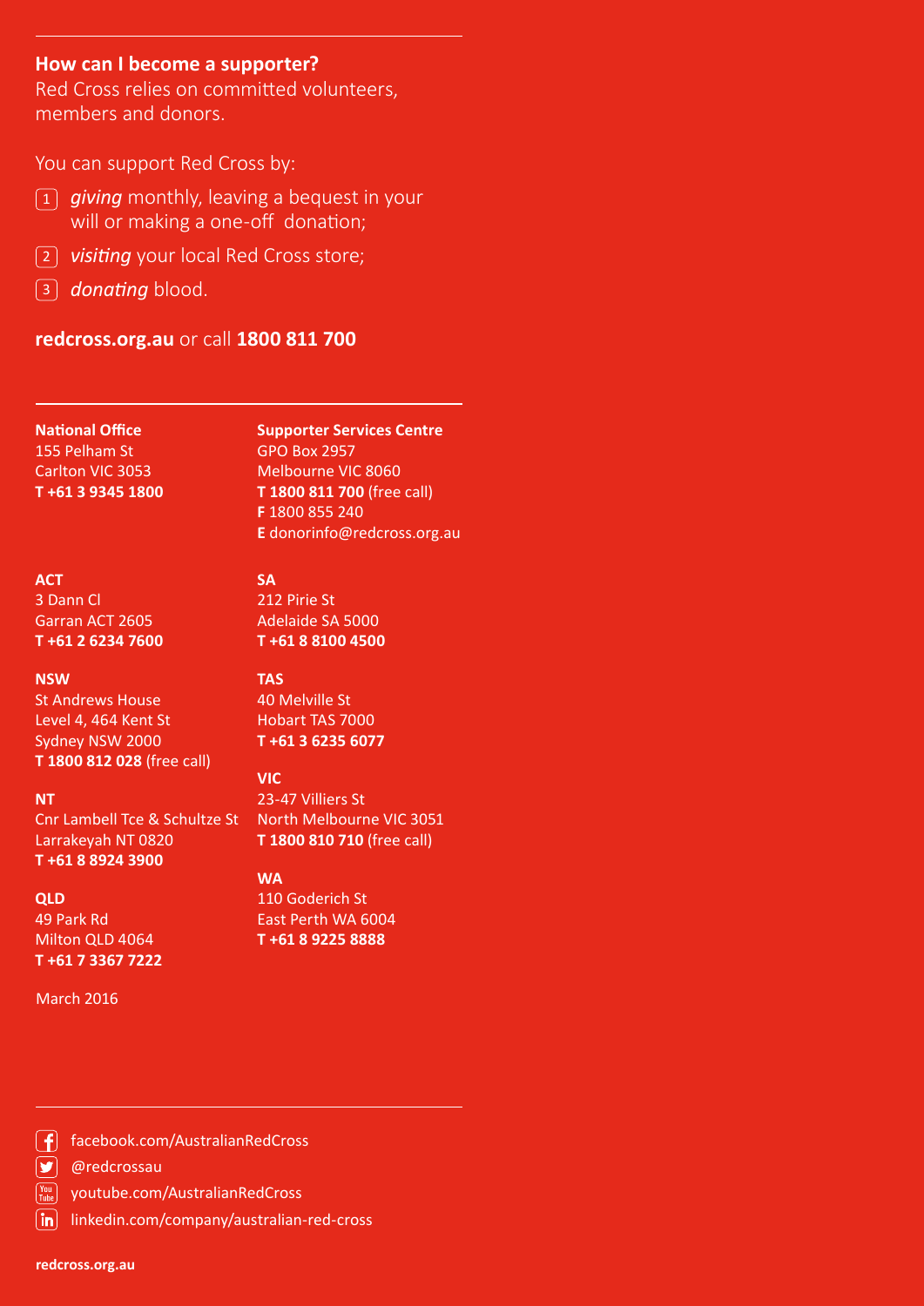**How can I become a supporter?**

Red Cross relies on committed volunteers, members and donors.

You can support Red Cross by:

1. *giving* monthly, leaving a bequest in your will or making a one-off donation;
2. *visiting* your local Red Cross store;
3. *donating* blood.

**redcross.org.au** or call **1800 811 700**

**National Office**
155 Pelham St
Carlton VIC 3053
**T +61 3 9345 1800**

**Supporter Services Centre**
GPO Box 2957
Melbourne VIC 8060
**T 1800 811 700** (free call)
**F** 1800 855 240
**E** donorinfo@redcross.org.au

**ACT**
3 Dann Cl
Garran ACT 2605
**T +61 2 6234 7600**

**NSW**
St Andrews House
Level 4, 464 Kent St
Sydney NSW 2000
**T 1800 812 028** (free call)

**NT**
Cnr Lambell Tce & Schultze St
Larrakeyah NT 0820
**T +61 8 8924 3900**

**QLD**
49 Park Rd
Milton QLD 4064
**T +61 7 3367 7222**

**SA**
212 Pirie St
Adelaide SA 5000
**T +61 8 8100 4500**

**TAS**
40 Melville St
Hobart TAS 7000
**T +61 3 6235 6077**

**VIC**
23-47 Villiers St
North Melbourne VIC 3051
**T 1800 810 710** (free call)

**WA**
110 Goderich St
East Perth WA 6004
**T +61 8 9225 8888**

March 2016

facebook.com/AustralianRedCross
@redcrossau
youtube.com/AustralianRedCross
linkedin.com/company/australian-red-cross

**redcross.org.au**